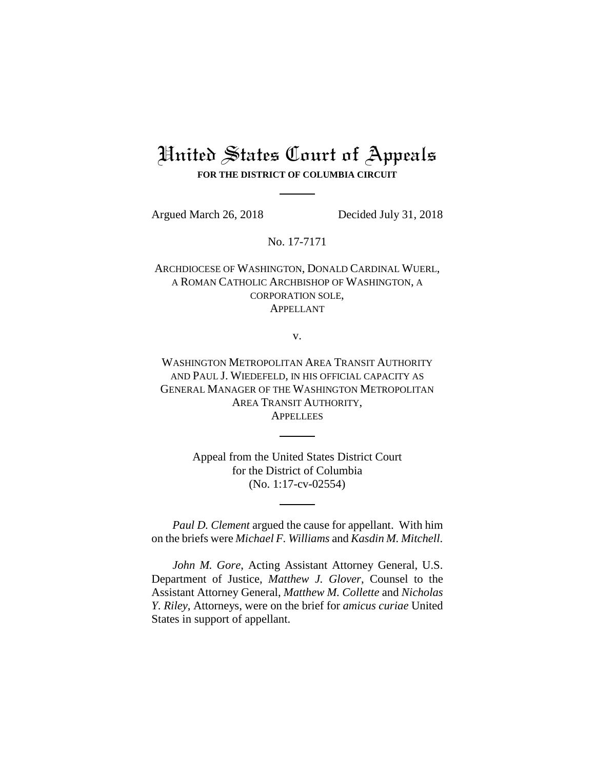# United States Court of Appeals

**FOR THE DISTRICT OF COLUMBIA CIRCUIT**

---

Argued March 26, 2018 Decided July 31, 2018

No. 17-7171

ARCHDIOCESE OF WASHINGTON, DONALD CARDINAL WUERL, A ROMAN CATHOLIC ARCHBISHOP OF WASHINGTON, A CORPORATION SOLE,
APPELLANT

v.

WASHINGTON METROPOLITAN AREA TRANSIT AUTHORITY AND PAUL J. WIEDEFELD, IN HIS OFFICIAL CAPACITY AS GENERAL MANAGER OF THE WASHINGTON METROPOLITAN AREA TRANSIT AUTHORITY,
APPELLEES

---

Appeal from the United States District Court for the District of Columbia
(No. 1:17-cv-02554)

---

*Paul D. Clement* argued the cause for appellant. With him on the briefs were *Michael F. Williams* and *Kasdin M. Mitchell*.

*John M. Gore*, Acting Assistant Attorney General, U.S. Department of Justice, *Matthew J. Glover*, Counsel to the Assistant Attorney General, *Matthew M. Collette* and *Nicholas Y. Riley*, Attorneys, were on the brief for *amicus curiae* United States in support of appellant.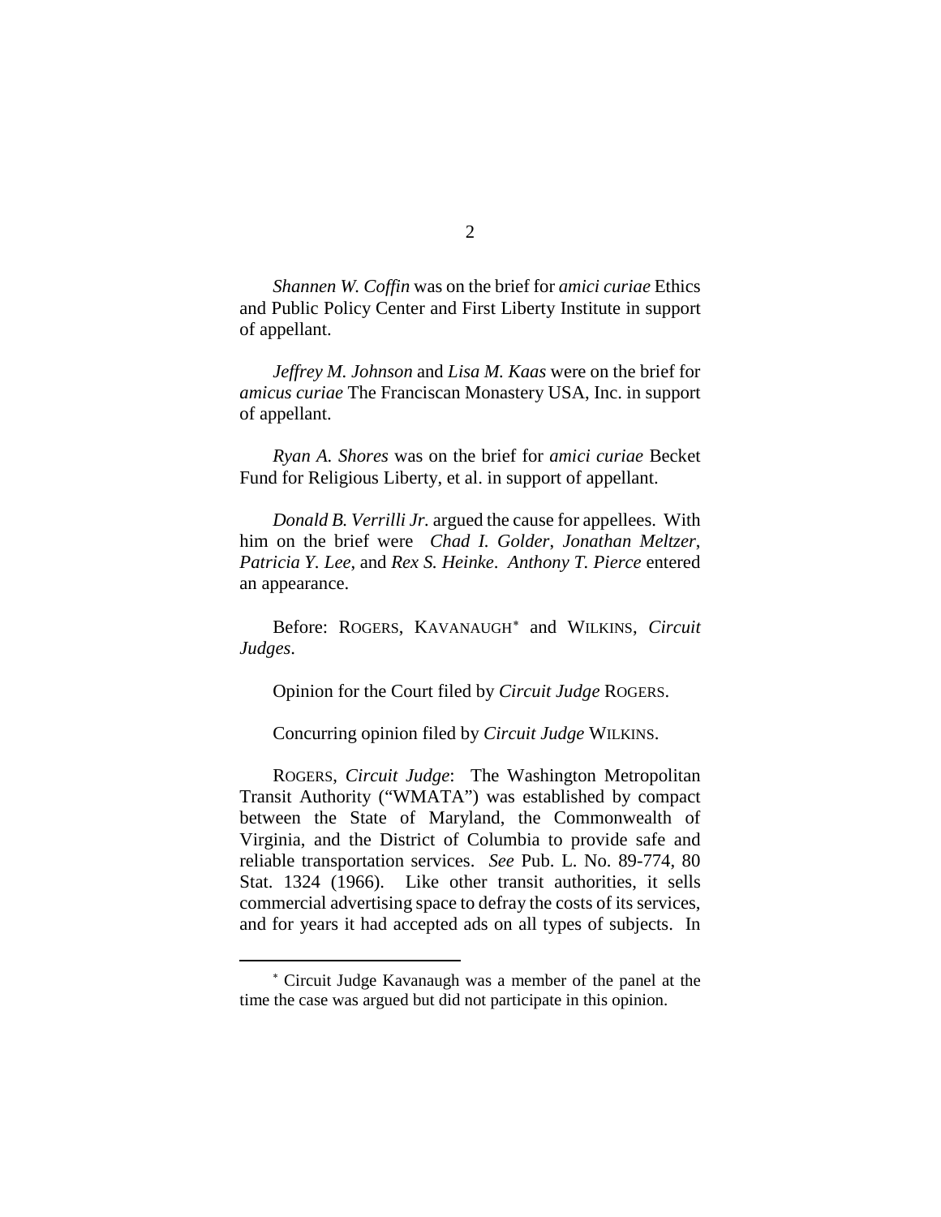*Shannen W. Coffin* was on the brief for *amici curiae* Ethics and Public Policy Center and First Liberty Institute in support of appellant.

*Jeffrey M. Johnson* and *Lisa M. Kaas* were on the brief for *amicus curiae* The Franciscan Monastery USA, Inc. in support of appellant.

*Ryan A. Shores* was on the brief for *amici curiae* Becket Fund for Religious Liberty, et al. in support of appellant.

*Donald B. Verrilli Jr.* argued the cause for appellees. With him on the brief were *Chad I. Golder*, *Jonathan Meltzer*, *Patricia Y. Lee*, and *Rex S. Heinke*. *Anthony T. Pierce* entered an appearance.

Before: ROGERS, KAVANAUGH[*] and WILKINS, *Circuit Judges*.

Opinion for the Court filed by *Circuit Judge* ROGERS.

Concurring opinion filed by *Circuit Judge* WILKINS.

ROGERS, *Circuit Judge*: The Washington Metropolitan Transit Authority ("WMATA") was established by compact between the State of Maryland, the Commonwealth of Virginia, and the District of Columbia to provide safe and reliable transportation services. *See* Pub. L. No. 89-774, 80 Stat. 1324 (1966). Like other transit authorities, it sells commercial advertising space to defray the costs of its services, and for years it had accepted ads on all types of subjects. In

[*] Circuit Judge Kavanaugh was a member of the panel at the time the case was argued but did not participate in this opinion.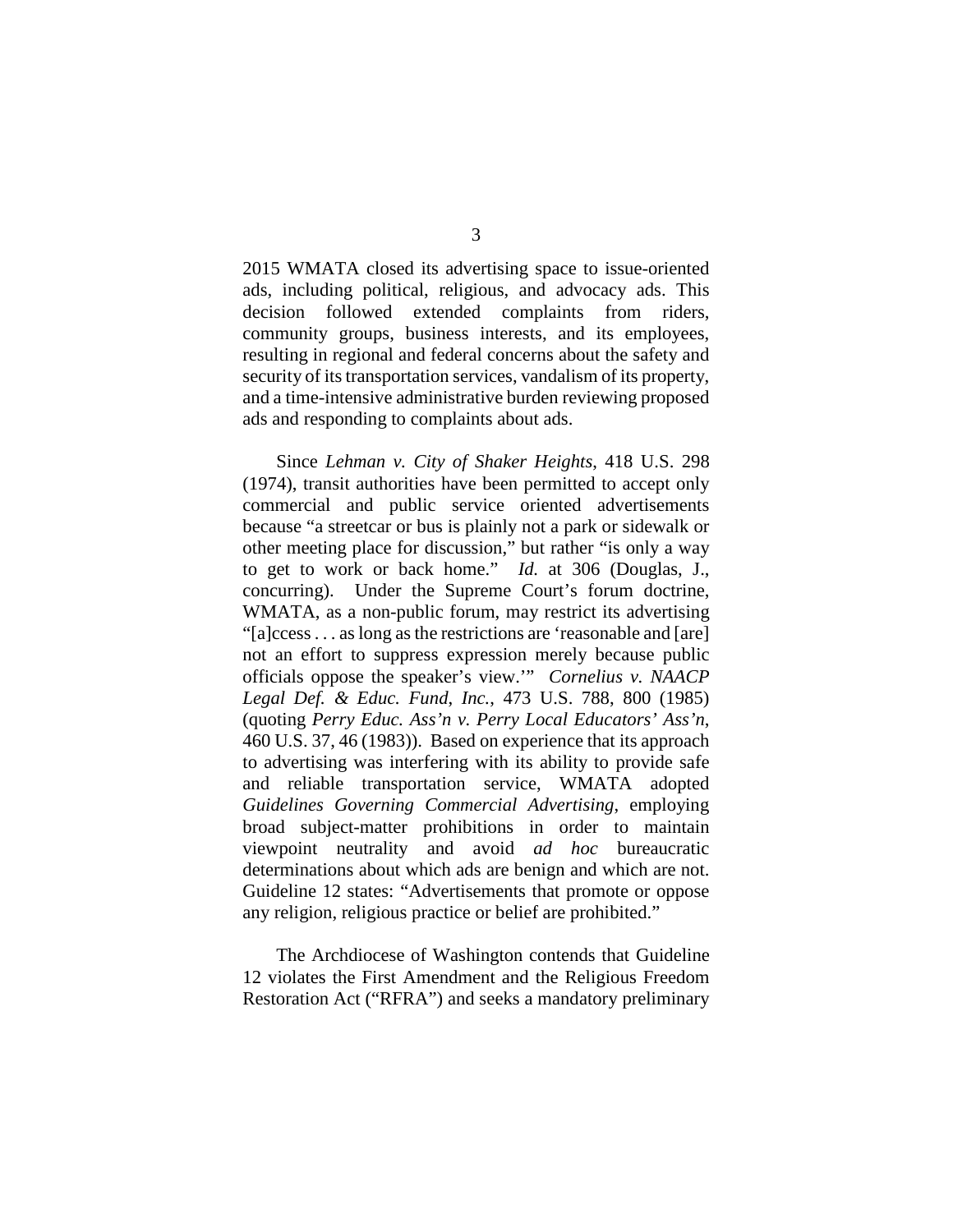2015 WMATA closed its advertising space to issue-oriented ads, including political, religious, and advocacy ads. This decision followed extended complaints from riders, community groups, business interests, and its employees, resulting in regional and federal concerns about the safety and security of its transportation services, vandalism of its property, and a time-intensive administrative burden reviewing proposed ads and responding to complaints about ads.

Since *Lehman v. City of Shaker Heights*, 418 U.S. 298 (1974), transit authorities have been permitted to accept only commercial and public service oriented advertisements because "a streetcar or bus is plainly not a park or sidewalk or other meeting place for discussion," but rather "is only a way to get to work or back home." *Id.* at 306 (Douglas, J., concurring). Under the Supreme Court's forum doctrine, WMATA, as a non-public forum, may restrict its advertising "[a]ccess . . . as long as the restrictions are 'reasonable and [are] not an effort to suppress expression merely because public officials oppose the speaker's view.'" *Cornelius v. NAACP Legal Def. & Educ. Fund, Inc.*, 473 U.S. 788, 800 (1985) (quoting *Perry Educ. Ass'n v. Perry Local Educators' Ass'n*, 460 U.S. 37, 46 (1983)). Based on experience that its approach to advertising was interfering with its ability to provide safe and reliable transportation service, WMATA adopted *Guidelines Governing Commercial Advertising*, employing broad subject-matter prohibitions in order to maintain viewpoint neutrality and avoid *ad hoc* bureaucratic determinations about which ads are benign and which are not. Guideline 12 states: "Advertisements that promote or oppose any religion, religious practice or belief are prohibited."

The Archdiocese of Washington contends that Guideline 12 violates the First Amendment and the Religious Freedom Restoration Act ("RFRA") and seeks a mandatory preliminary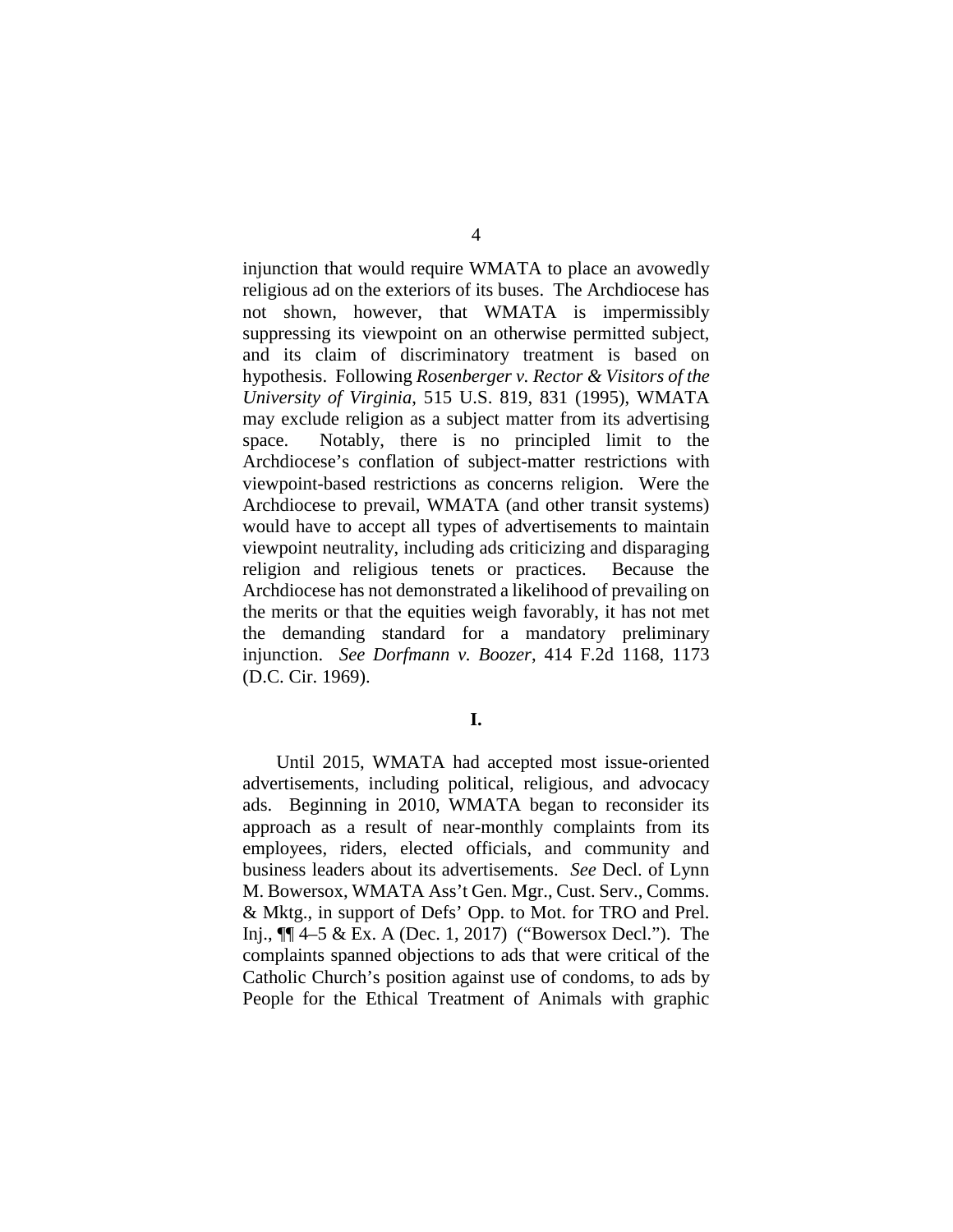injunction that would require WMATA to place an avowedly religious ad on the exteriors of its buses. The Archdiocese has not shown, however, that WMATA is impermissibly suppressing its viewpoint on an otherwise permitted subject, and its claim of discriminatory treatment is based on hypothesis. Following *Rosenberger v. Rector & Visitors of the University of Virginia*, 515 U.S. 819, 831 (1995), WMATA may exclude religion as a subject matter from its advertising space. Notably, there is no principled limit to the Archdiocese's conflation of subject-matter restrictions with viewpoint-based restrictions as concerns religion. Were the Archdiocese to prevail, WMATA (and other transit systems) would have to accept all types of advertisements to maintain viewpoint neutrality, including ads criticizing and disparaging religion and religious tenets or practices. Because the Archdiocese has not demonstrated a likelihood of prevailing on the merits or that the equities weigh favorably, it has not met the demanding standard for a mandatory preliminary injunction. *See Dorfmann v. Boozer*, 414 F.2d 1168, 1173 (D.C. Cir. 1969).

**I.**

Until 2015, WMATA had accepted most issue-oriented advertisements, including political, religious, and advocacy ads. Beginning in 2010, WMATA began to reconsider its approach as a result of near-monthly complaints from its employees, riders, elected officials, and community and business leaders about its advertisements. *See* Decl. of Lynn M. Bowersox, WMATA Ass't Gen. Mgr., Cust. Serv., Comms. & Mktg., in support of Defs' Opp. to Mot. for TRO and Prel. Inj., ¶¶ 4–5 & Ex. A (Dec. 1, 2017) ("Bowersox Decl."). The complaints spanned objections to ads that were critical of the Catholic Church's position against use of condoms, to ads by People for the Ethical Treatment of Animals with graphic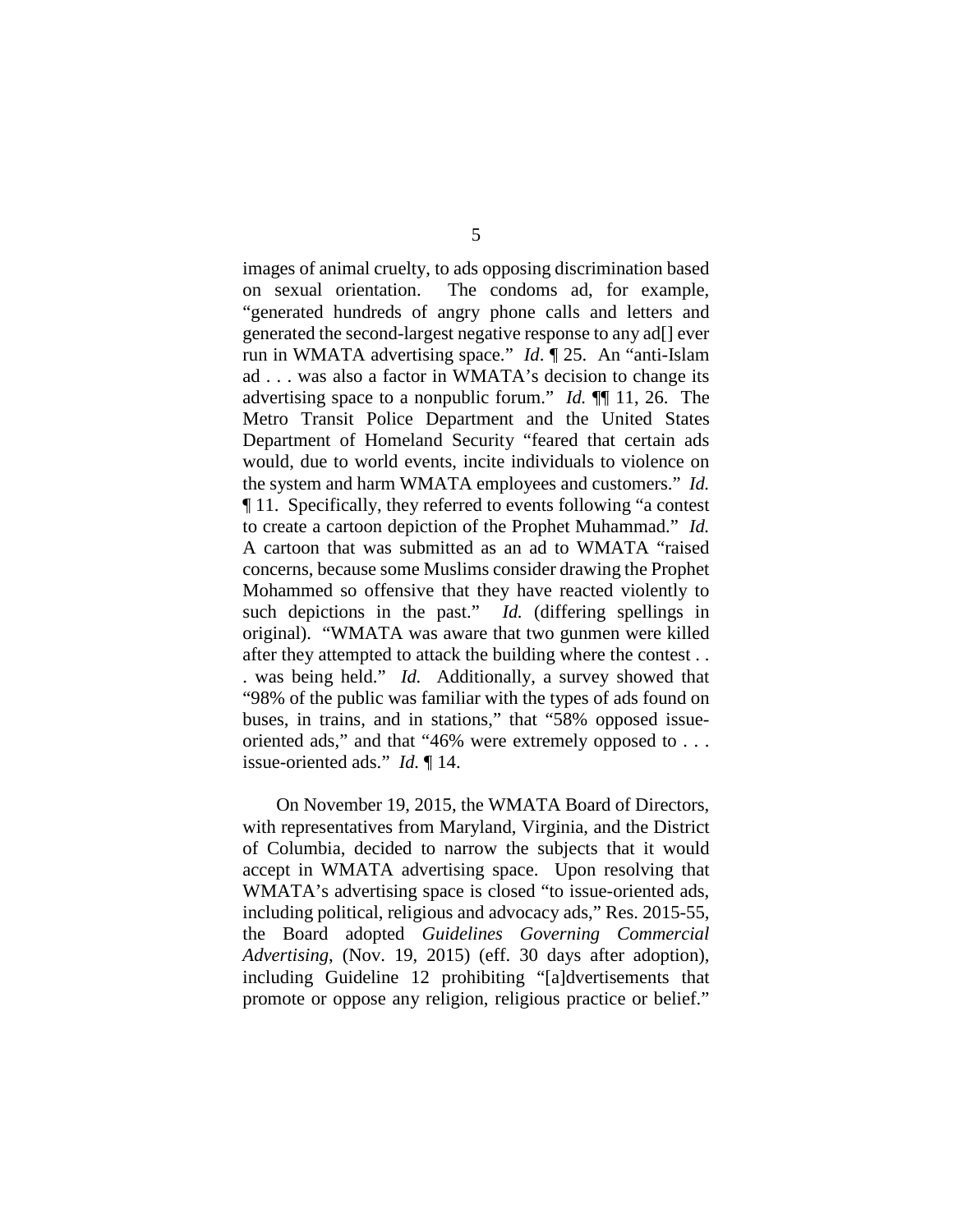images of animal cruelty, to ads opposing discrimination based on sexual orientation. The condoms ad, for example, "generated hundreds of angry phone calls and letters and generated the second-largest negative response to any ad[] ever run in WMATA advertising space." *Id*. ¶ 25. An "anti-Islam ad . . . was also a factor in WMATA's decision to change its advertising space to a nonpublic forum." *Id.* ¶¶ 11, 26. The Metro Transit Police Department and the United States Department of Homeland Security "feared that certain ads would, due to world events, incite individuals to violence on the system and harm WMATA employees and customers." *Id.* ¶ 11. Specifically, they referred to events following "a contest to create a cartoon depiction of the Prophet Muhammad." *Id.* A cartoon that was submitted as an ad to WMATA "raised concerns, because some Muslims consider drawing the Prophet Mohammed so offensive that they have reacted violently to such depictions in the past." *Id.* (differing spellings in original). "WMATA was aware that two gunmen were killed after they attempted to attack the building where the contest . . . was being held." *Id.* Additionally, a survey showed that "98% of the public was familiar with the types of ads found on buses, in trains, and in stations," that "58% opposed issue-oriented ads," and that "46% were extremely opposed to . . . issue-oriented ads." *Id.* ¶ 14.

On November 19, 2015, the WMATA Board of Directors, with representatives from Maryland, Virginia, and the District of Columbia, decided to narrow the subjects that it would accept in WMATA advertising space. Upon resolving that WMATA's advertising space is closed "to issue-oriented ads, including political, religious and advocacy ads," Res. 2015-55, the Board adopted *Guidelines Governing Commercial Advertising*, (Nov. 19, 2015) (eff. 30 days after adoption), including Guideline 12 prohibiting "[a]dvertisements that promote or oppose any religion, religious practice or belief."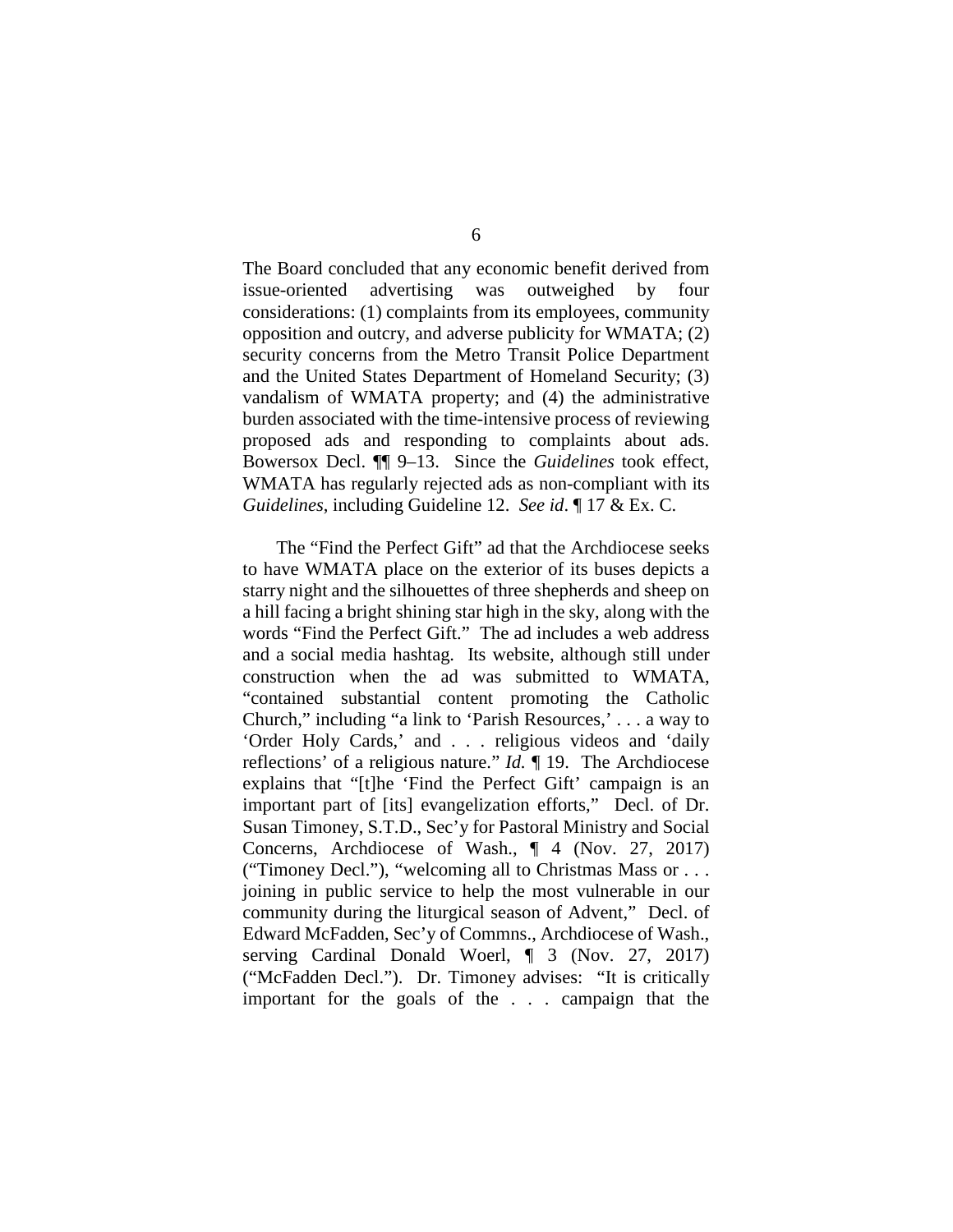The Board concluded that any economic benefit derived from issue-oriented advertising was outweighed by four considerations: (1) complaints from its employees, community opposition and outcry, and adverse publicity for WMATA; (2) security concerns from the Metro Transit Police Department and the United States Department of Homeland Security; (3) vandalism of WMATA property; and (4) the administrative burden associated with the time-intensive process of reviewing proposed ads and responding to complaints about ads. Bowersox Decl. ¶¶ 9–13. Since the *Guidelines* took effect, WMATA has regularly rejected ads as non-compliant with its *Guidelines*, including Guideline 12. *See id*. ¶ 17 & Ex. C.

The "Find the Perfect Gift" ad that the Archdiocese seeks to have WMATA place on the exterior of its buses depicts a starry night and the silhouettes of three shepherds and sheep on a hill facing a bright shining star high in the sky, along with the words "Find the Perfect Gift." The ad includes a web address and a social media hashtag. Its website, although still under construction when the ad was submitted to WMATA, "contained substantial content promoting the Catholic Church," including "a link to 'Parish Resources,' . . . a way to 'Order Holy Cards,' and . . . religious videos and 'daily reflections' of a religious nature." *Id.* ¶ 19. The Archdiocese explains that "[t]he 'Find the Perfect Gift' campaign is an important part of [its] evangelization efforts," Decl. of Dr. Susan Timoney, S.T.D., Sec'y for Pastoral Ministry and Social Concerns, Archdiocese of Wash., ¶ 4 (Nov. 27, 2017) ("Timoney Decl."), "welcoming all to Christmas Mass or . . . joining in public service to help the most vulnerable in our community during the liturgical season of Advent," Decl. of Edward McFadden, Sec'y of Commns., Archdiocese of Wash., serving Cardinal Donald Woerl, ¶ 3 (Nov. 27, 2017) ("McFadden Decl."). Dr. Timoney advises: "It is critically important for the goals of the . . . campaign that the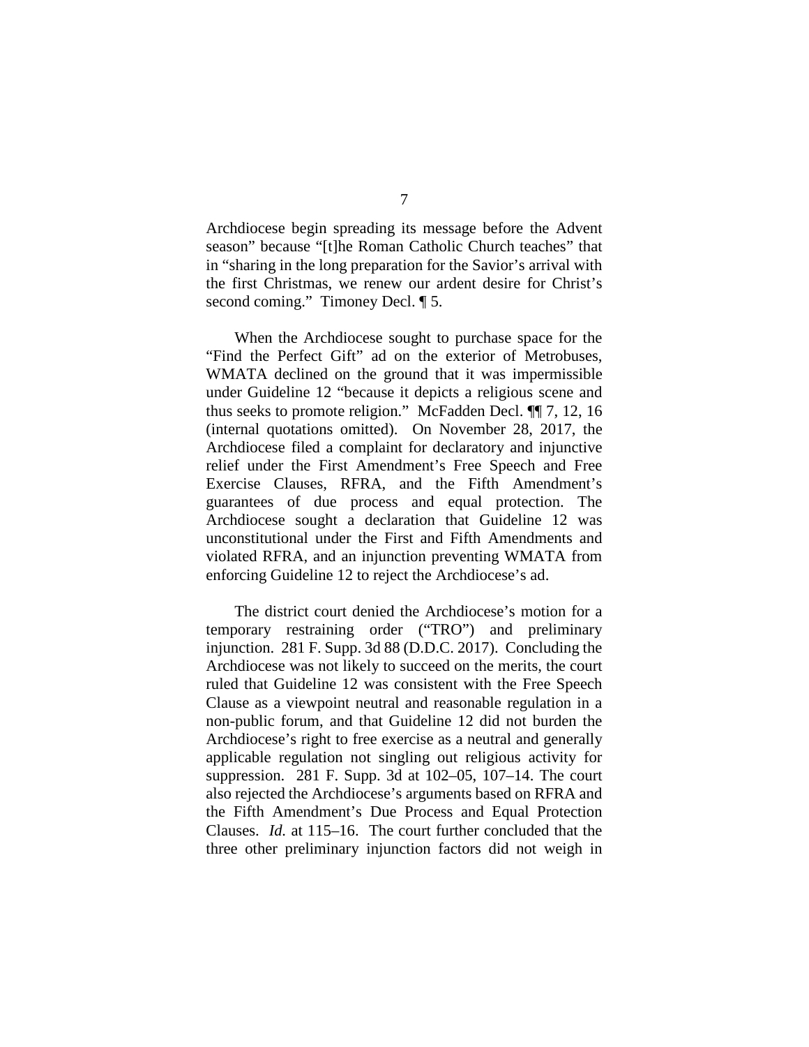Archdiocese begin spreading its message before the Advent season" because "[t]he Roman Catholic Church teaches" that in "sharing in the long preparation for the Savior's arrival with the first Christmas, we renew our ardent desire for Christ's second coming." Timoney Decl. ¶ 5.

When the Archdiocese sought to purchase space for the "Find the Perfect Gift" ad on the exterior of Metrobuses, WMATA declined on the ground that it was impermissible under Guideline 12 "because it depicts a religious scene and thus seeks to promote religion." McFadden Decl. ¶¶ 7, 12, 16 (internal quotations omitted). On November 28, 2017, the Archdiocese filed a complaint for declaratory and injunctive relief under the First Amendment's Free Speech and Free Exercise Clauses, RFRA, and the Fifth Amendment's guarantees of due process and equal protection. The Archdiocese sought a declaration that Guideline 12 was unconstitutional under the First and Fifth Amendments and violated RFRA, and an injunction preventing WMATA from enforcing Guideline 12 to reject the Archdiocese's ad.

The district court denied the Archdiocese's motion for a temporary restraining order ("TRO") and preliminary injunction. 281 F. Supp. 3d 88 (D.D.C. 2017). Concluding the Archdiocese was not likely to succeed on the merits, the court ruled that Guideline 12 was consistent with the Free Speech Clause as a viewpoint neutral and reasonable regulation in a non-public forum, and that Guideline 12 did not burden the Archdiocese's right to free exercise as a neutral and generally applicable regulation not singling out religious activity for suppression. 281 F. Supp. 3d at 102–05, 107–14. The court also rejected the Archdiocese's arguments based on RFRA and the Fifth Amendment's Due Process and Equal Protection Clauses. *Id.* at 115–16. The court further concluded that the three other preliminary injunction factors did not weigh in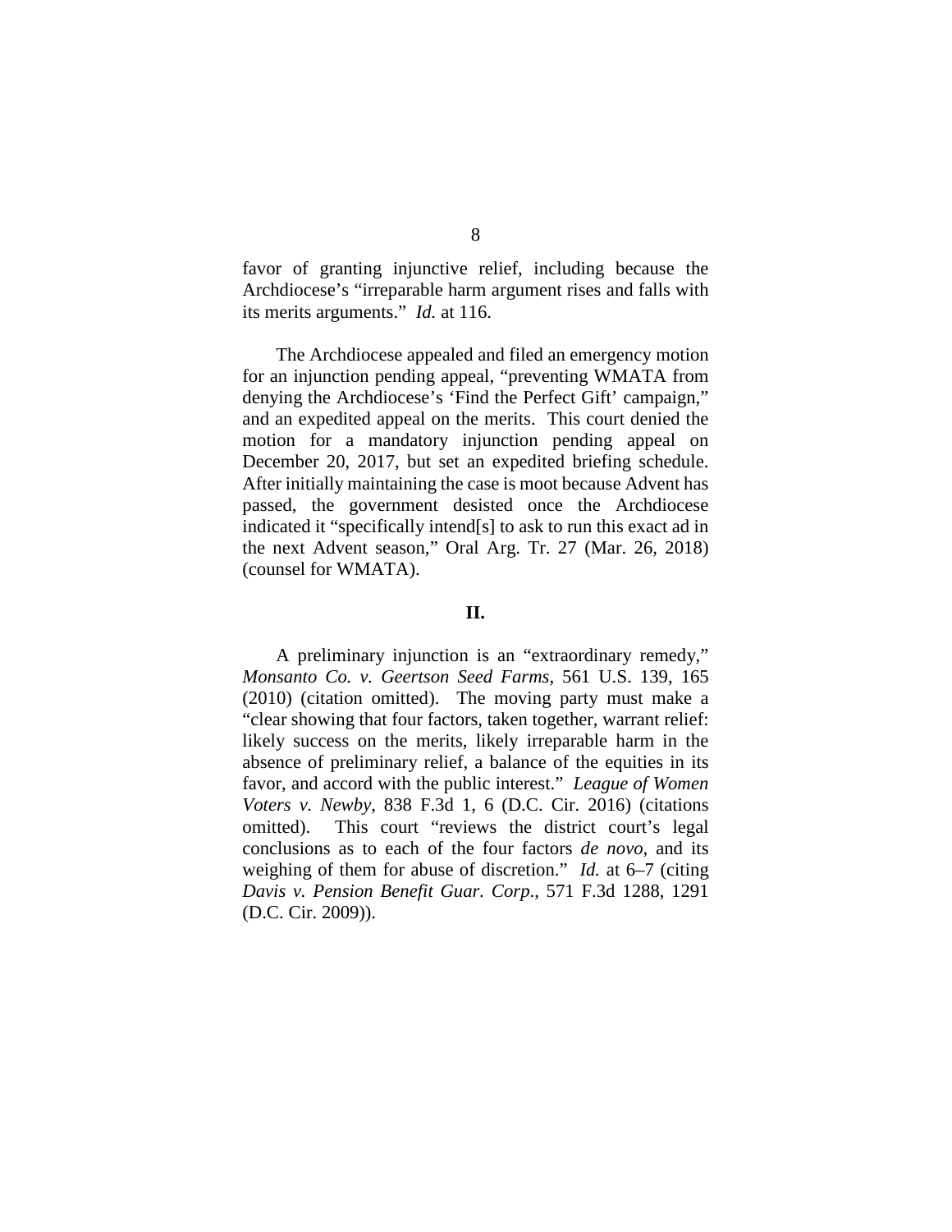favor of granting injunctive relief, including because the Archdiocese's "irreparable harm argument rises and falls with its merits arguments." *Id.* at 116.

The Archdiocese appealed and filed an emergency motion for an injunction pending appeal, "preventing WMATA from denying the Archdiocese's 'Find the Perfect Gift' campaign," and an expedited appeal on the merits. This court denied the motion for a mandatory injunction pending appeal on December 20, 2017, but set an expedited briefing schedule. After initially maintaining the case is moot because Advent has passed, the government desisted once the Archdiocese indicated it "specifically intend[s] to ask to run this exact ad in the next Advent season," Oral Arg. Tr. 27 (Mar. 26, 2018) (counsel for WMATA).

## II.

A preliminary injunction is an "extraordinary remedy," *Monsanto Co. v. Geertson Seed Farms*, 561 U.S. 139, 165 (2010) (citation omitted). The moving party must make a "clear showing that four factors, taken together, warrant relief: likely success on the merits, likely irreparable harm in the absence of preliminary relief, a balance of the equities in its favor, and accord with the public interest." *League of Women Voters v. Newby*, 838 F.3d 1, 6 (D.C. Cir. 2016) (citations omitted). This court "reviews the district court's legal conclusions as to each of the four factors *de novo*, and its weighing of them for abuse of discretion." *Id.* at 6–7 (citing *Davis v. Pension Benefit Guar. Corp.*, 571 F.3d 1288, 1291 (D.C. Cir. 2009)).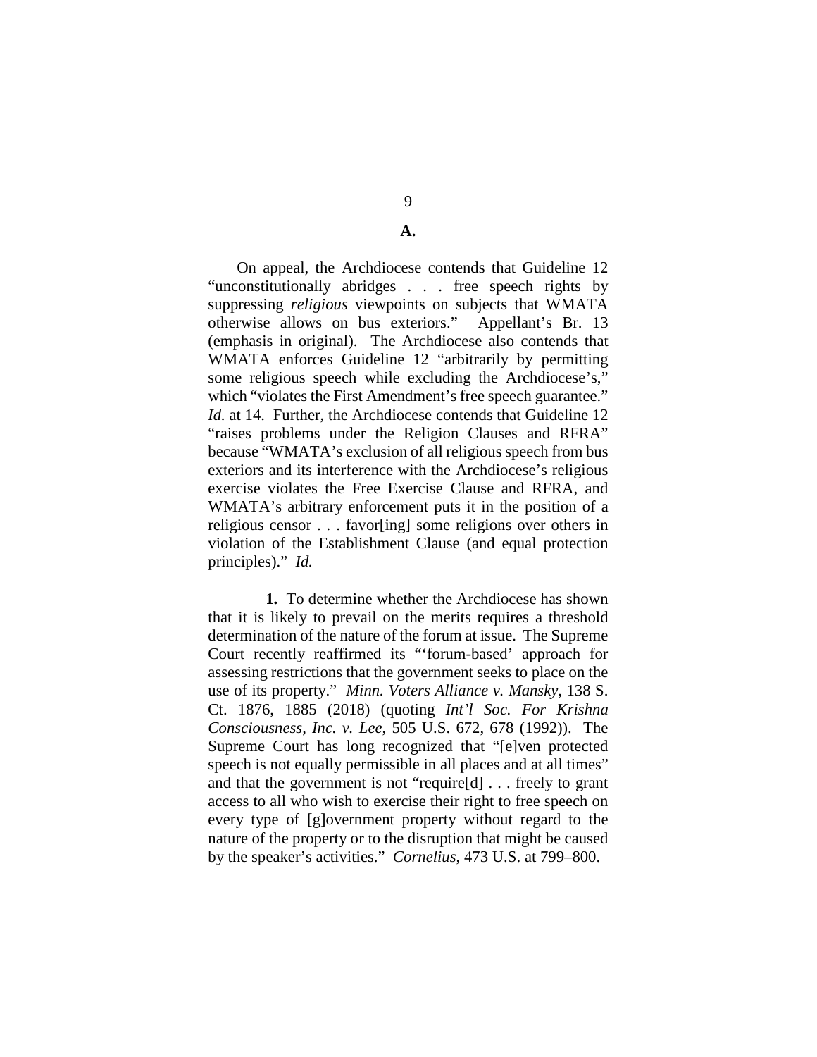### A.

On appeal, the Archdiocese contends that Guideline 12 "unconstitutionally abridges . . . free speech rights by suppressing *religious* viewpoints on subjects that WMATA otherwise allows on bus exteriors." Appellant's Br. 13 (emphasis in original). The Archdiocese also contends that WMATA enforces Guideline 12 "arbitrarily by permitting some religious speech while excluding the Archdiocese's," which "violates the First Amendment's free speech guarantee." *Id.* at 14. Further, the Archdiocese contends that Guideline 12 "raises problems under the Religion Clauses and RFRA" because "WMATA's exclusion of all religious speech from bus exteriors and its interference with the Archdiocese's religious exercise violates the Free Exercise Clause and RFRA, and WMATA's arbitrary enforcement puts it in the position of a religious censor . . . favor[ing] some religions over others in violation of the Establishment Clause (and equal protection principles)." *Id.*

**1.** To determine whether the Archdiocese has shown that it is likely to prevail on the merits requires a threshold determination of the nature of the forum at issue. The Supreme Court recently reaffirmed its "'forum-based' approach for assessing restrictions that the government seeks to place on the use of its property." *Minn. Voters Alliance v. Mansky*, 138 S. Ct. 1876, 1885 (2018) (quoting *Int'l Soc. For Krishna Consciousness, Inc. v. Lee*, 505 U.S. 672, 678 (1992)). The Supreme Court has long recognized that "[e]ven protected speech is not equally permissible in all places and at all times" and that the government is not "require[d] . . . freely to grant access to all who wish to exercise their right to free speech on every type of [g]overnment property without regard to the nature of the property or to the disruption that might be caused by the speaker's activities." *Cornelius*, 473 U.S. at 799–800.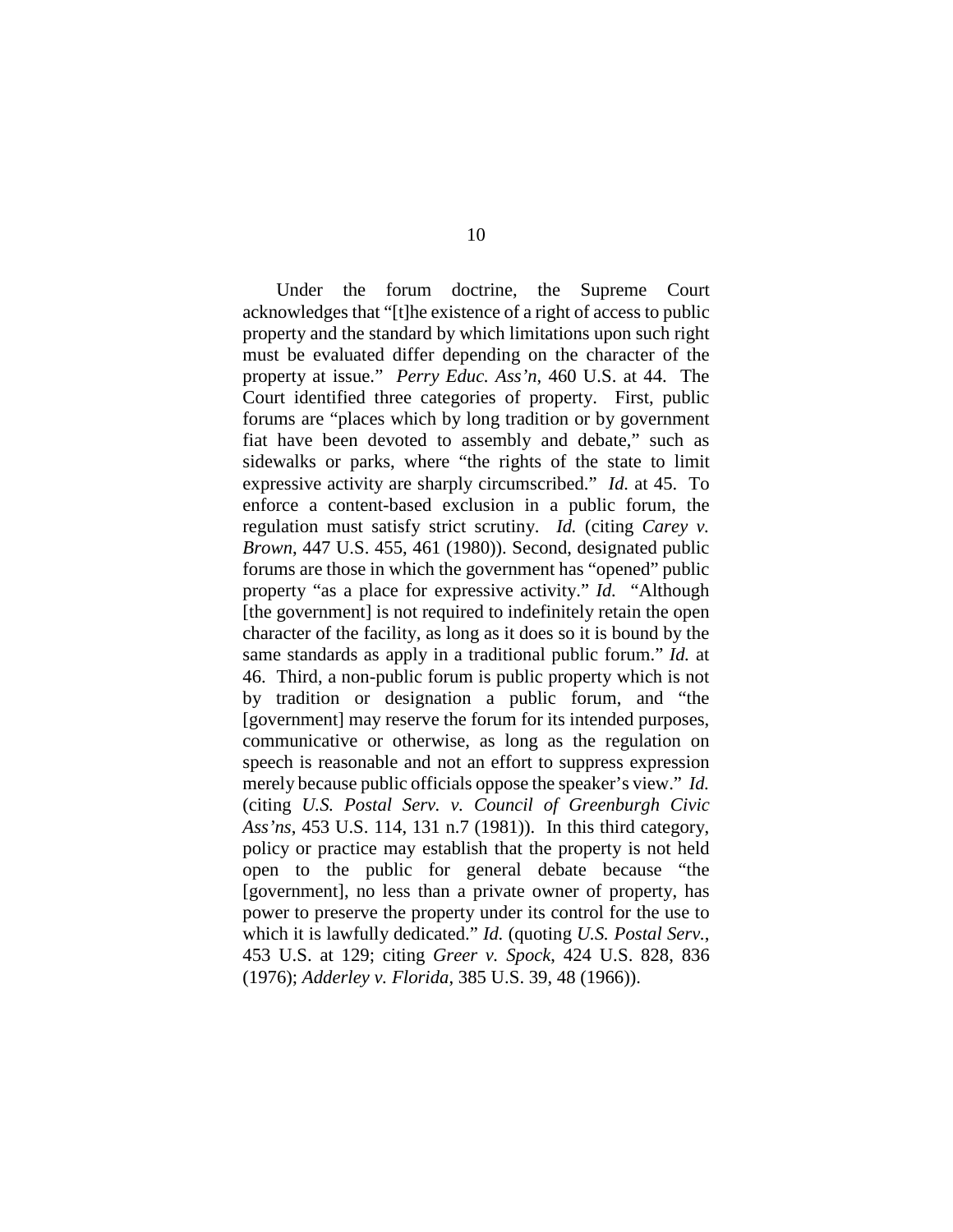Under the forum doctrine, the Supreme Court acknowledges that "[t]he existence of a right of access to public property and the standard by which limitations upon such right must be evaluated differ depending on the character of the property at issue." *Perry Educ. Ass'n*, 460 U.S. at 44. The Court identified three categories of property. First, public forums are "places which by long tradition or by government fiat have been devoted to assembly and debate," such as sidewalks or parks, where "the rights of the state to limit expressive activity are sharply circumscribed." *Id.* at 45. To enforce a content-based exclusion in a public forum, the regulation must satisfy strict scrutiny. *Id.* (citing *Carey v. Brown*, 447 U.S. 455, 461 (1980)). Second, designated public forums are those in which the government has "opened" public property "as a place for expressive activity." *Id.* "Although [the government] is not required to indefinitely retain the open character of the facility, as long as it does so it is bound by the same standards as apply in a traditional public forum." *Id.* at 46. Third, a non-public forum is public property which is not by tradition or designation a public forum, and "the [government] may reserve the forum for its intended purposes, communicative or otherwise, as long as the regulation on speech is reasonable and not an effort to suppress expression merely because public officials oppose the speaker's view." *Id.* (citing *U.S. Postal Serv. v. Council of Greenburgh Civic Ass'ns*, 453 U.S. 114, 131 n.7 (1981)). In this third category, policy or practice may establish that the property is not held open to the public for general debate because "the [government], no less than a private owner of property, has power to preserve the property under its control for the use to which it is lawfully dedicated." *Id.* (quoting *U.S. Postal Serv.*, 453 U.S. at 129; citing *Greer v. Spock*, 424 U.S. 828, 836 (1976); *Adderley v. Florida*, 385 U.S. 39, 48 (1966)).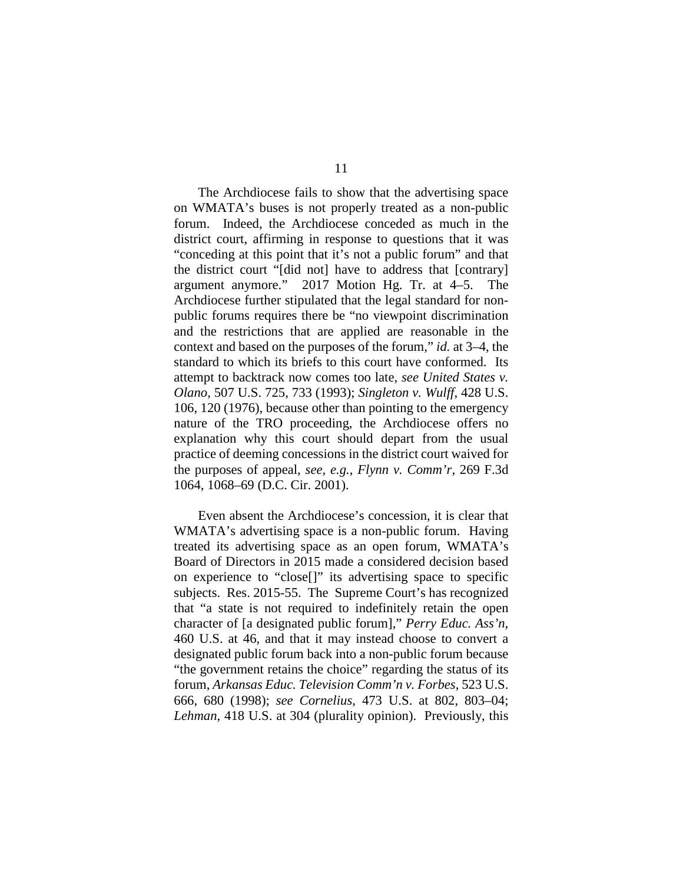The Archdiocese fails to show that the advertising space on WMATA's buses is not properly treated as a non-public forum. Indeed, the Archdiocese conceded as much in the district court, affirming in response to questions that it was "conceding at this point that it's not a public forum" and that the district court "[did not] have to address that [contrary] argument anymore." 2017 Motion Hg. Tr. at 4–5. The Archdiocese further stipulated that the legal standard for non-public forums requires there be "no viewpoint discrimination and the restrictions that are applied are reasonable in the context and based on the purposes of the forum," *id.* at 3–4, the standard to which its briefs to this court have conformed. Its attempt to backtrack now comes too late, *see United States v. Olano*, 507 U.S. 725, 733 (1993); *Singleton v. Wulff*, 428 U.S. 106, 120 (1976), because other than pointing to the emergency nature of the TRO proceeding, the Archdiocese offers no explanation why this court should depart from the usual practice of deeming concessions in the district court waived for the purposes of appeal, *see, e.g.*, *Flynn v. Comm'r*, 269 F.3d 1064, 1068–69 (D.C. Cir. 2001).

Even absent the Archdiocese's concession, it is clear that WMATA's advertising space is a non-public forum. Having treated its advertising space as an open forum, WMATA's Board of Directors in 2015 made a considered decision based on experience to "close[]" its advertising space to specific subjects. Res. 2015-55. The Supreme Court's has recognized that "a state is not required to indefinitely retain the open character of [a designated public forum]," *Perry Educ. Ass'n*, 460 U.S. at 46, and that it may instead choose to convert a designated public forum back into a non-public forum because "the government retains the choice" regarding the status of its forum, *Arkansas Educ. Television Comm'n v. Forbes*, 523 U.S. 666, 680 (1998); *see Cornelius*, 473 U.S. at 802, 803–04; *Lehman*, 418 U.S. at 304 (plurality opinion). Previously, this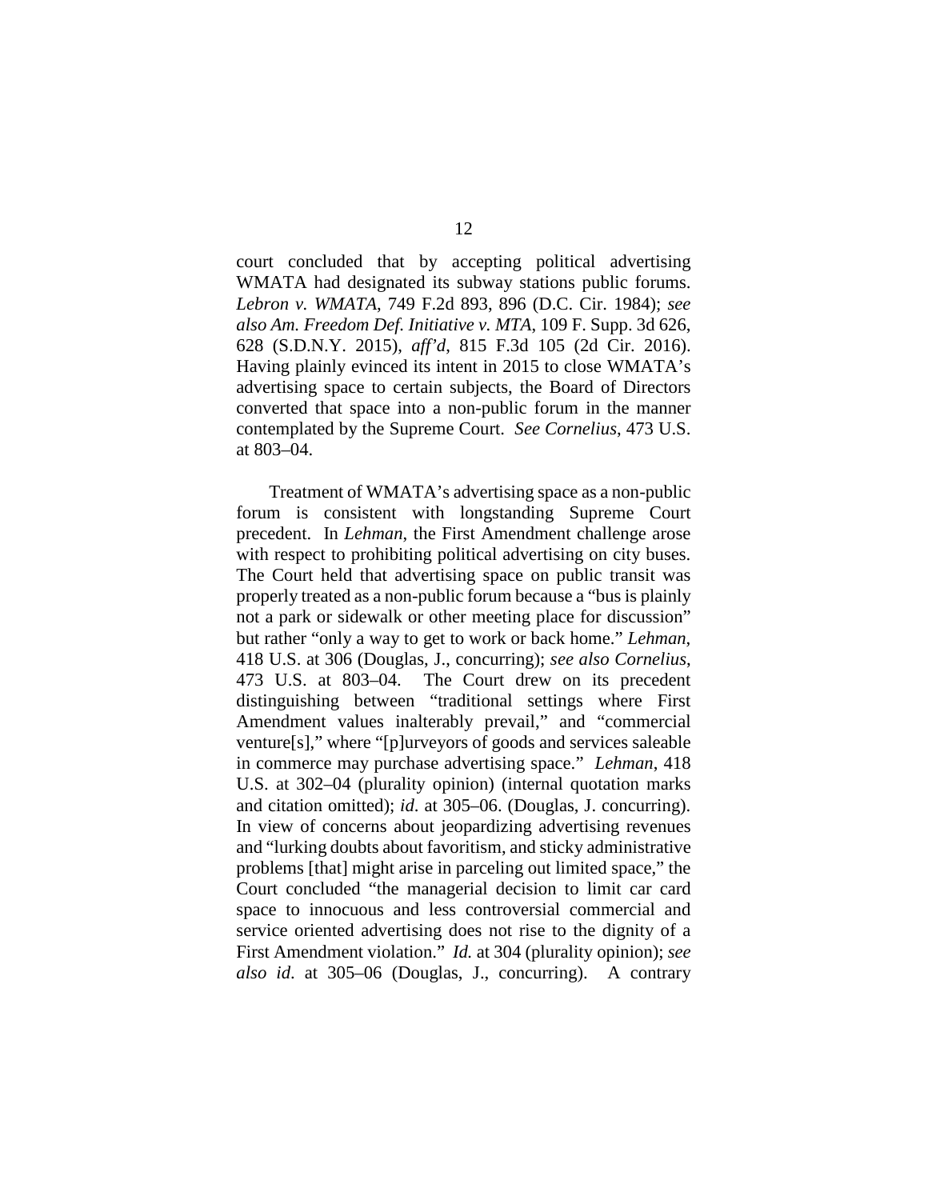court concluded that by accepting political advertising WMATA had designated its subway stations public forums. *Lebron v. WMATA*, 749 F.2d 893, 896 (D.C. Cir. 1984); *see also Am. Freedom Def. Initiative v. MTA*, 109 F. Supp. 3d 626, 628 (S.D.N.Y. 2015), *aff'd*, 815 F.3d 105 (2d Cir. 2016). Having plainly evinced its intent in 2015 to close WMATA's advertising space to certain subjects, the Board of Directors converted that space into a non-public forum in the manner contemplated by the Supreme Court. *See Cornelius*, 473 U.S. at 803–04.

Treatment of WMATA's advertising space as a non-public forum is consistent with longstanding Supreme Court precedent. In *Lehman*, the First Amendment challenge arose with respect to prohibiting political advertising on city buses. The Court held that advertising space on public transit was properly treated as a non-public forum because a "bus is plainly not a park or sidewalk or other meeting place for discussion" but rather "only a way to get to work or back home." *Lehman*, 418 U.S. at 306 (Douglas, J., concurring); *see also Cornelius*, 473 U.S. at 803–04. The Court drew on its precedent distinguishing between "traditional settings where First Amendment values inalterably prevail," and "commercial venture[s]," where "[p]urveyors of goods and services saleable in commerce may purchase advertising space." *Lehman*, 418 U.S. at 302–04 (plurality opinion) (internal quotation marks and citation omitted); *id*. at 305–06. (Douglas, J. concurring). In view of concerns about jeopardizing advertising revenues and "lurking doubts about favoritism, and sticky administrative problems [that] might arise in parceling out limited space," the Court concluded "the managerial decision to limit car card space to innocuous and less controversial commercial and service oriented advertising does not rise to the dignity of a First Amendment violation." *Id.* at 304 (plurality opinion); *see also id*. at 305–06 (Douglas, J., concurring). A contrary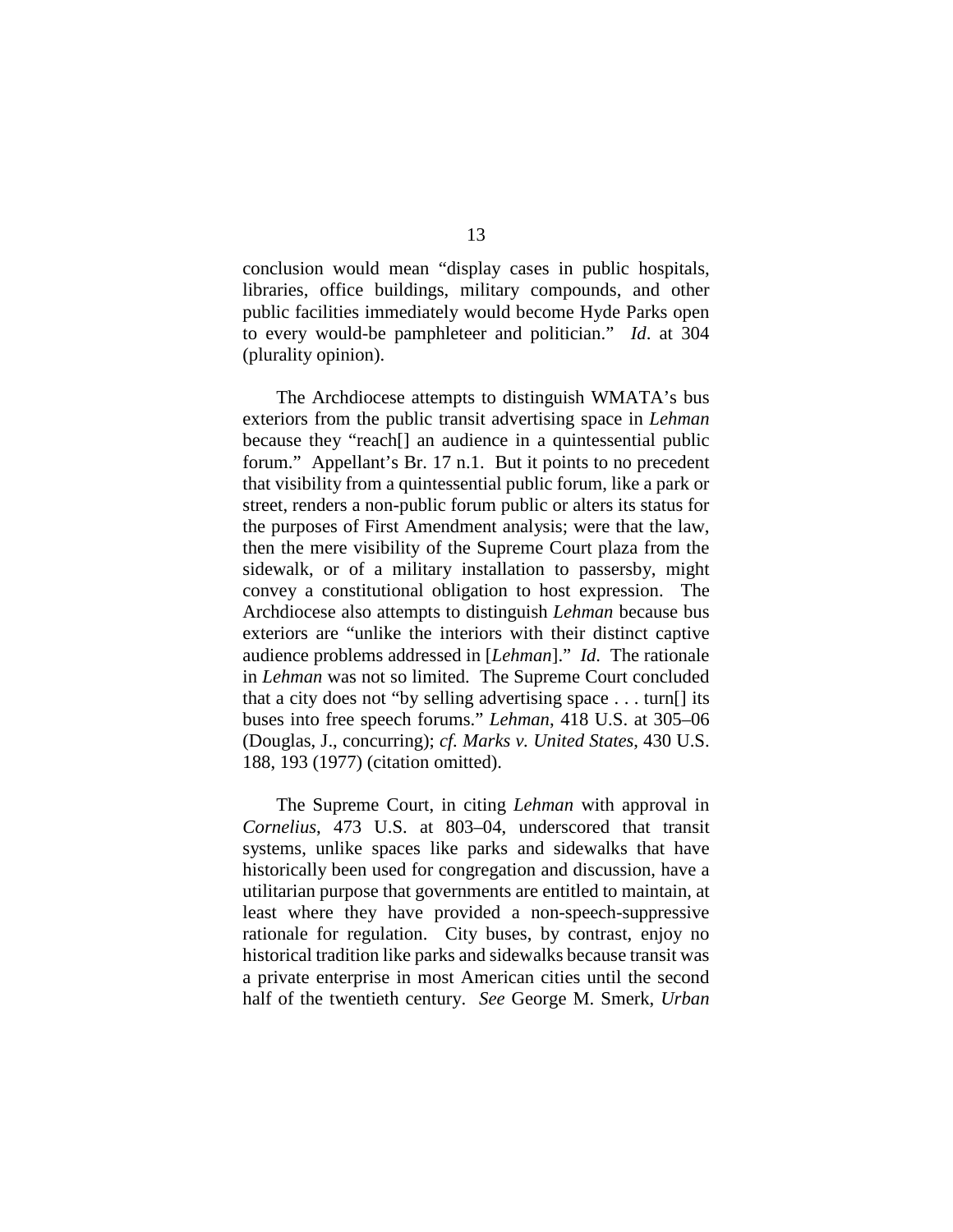conclusion would mean "display cases in public hospitals, libraries, office buildings, military compounds, and other public facilities immediately would become Hyde Parks open to every would-be pamphleteer and politician." *Id*. at 304 (plurality opinion).

The Archdiocese attempts to distinguish WMATA's bus exteriors from the public transit advertising space in *Lehman* because they "reach[] an audience in a quintessential public forum." Appellant's Br. 17 n.1. But it points to no precedent that visibility from a quintessential public forum, like a park or street, renders a non-public forum public or alters its status for the purposes of First Amendment analysis; were that the law, then the mere visibility of the Supreme Court plaza from the sidewalk, or of a military installation to passersby, might convey a constitutional obligation to host expression. The Archdiocese also attempts to distinguish *Lehman* because bus exteriors are "unlike the interiors with their distinct captive audience problems addressed in [*Lehman*]." *Id.* The rationale in *Lehman* was not so limited. The Supreme Court concluded that a city does not "by selling advertising space . . . turn[] its buses into free speech forums." *Lehman*, 418 U.S. at 305–06 (Douglas, J., concurring); *cf. Marks v. United States*, 430 U.S. 188, 193 (1977) (citation omitted).

The Supreme Court, in citing *Lehman* with approval in *Cornelius*, 473 U.S. at 803–04, underscored that transit systems, unlike spaces like parks and sidewalks that have historically been used for congregation and discussion, have a utilitarian purpose that governments are entitled to maintain, at least where they have provided a non-speech-suppressive rationale for regulation. City buses, by contrast, enjoy no historical tradition like parks and sidewalks because transit was a private enterprise in most American cities until the second half of the twentieth century. *See* George M. Smerk, *Urban*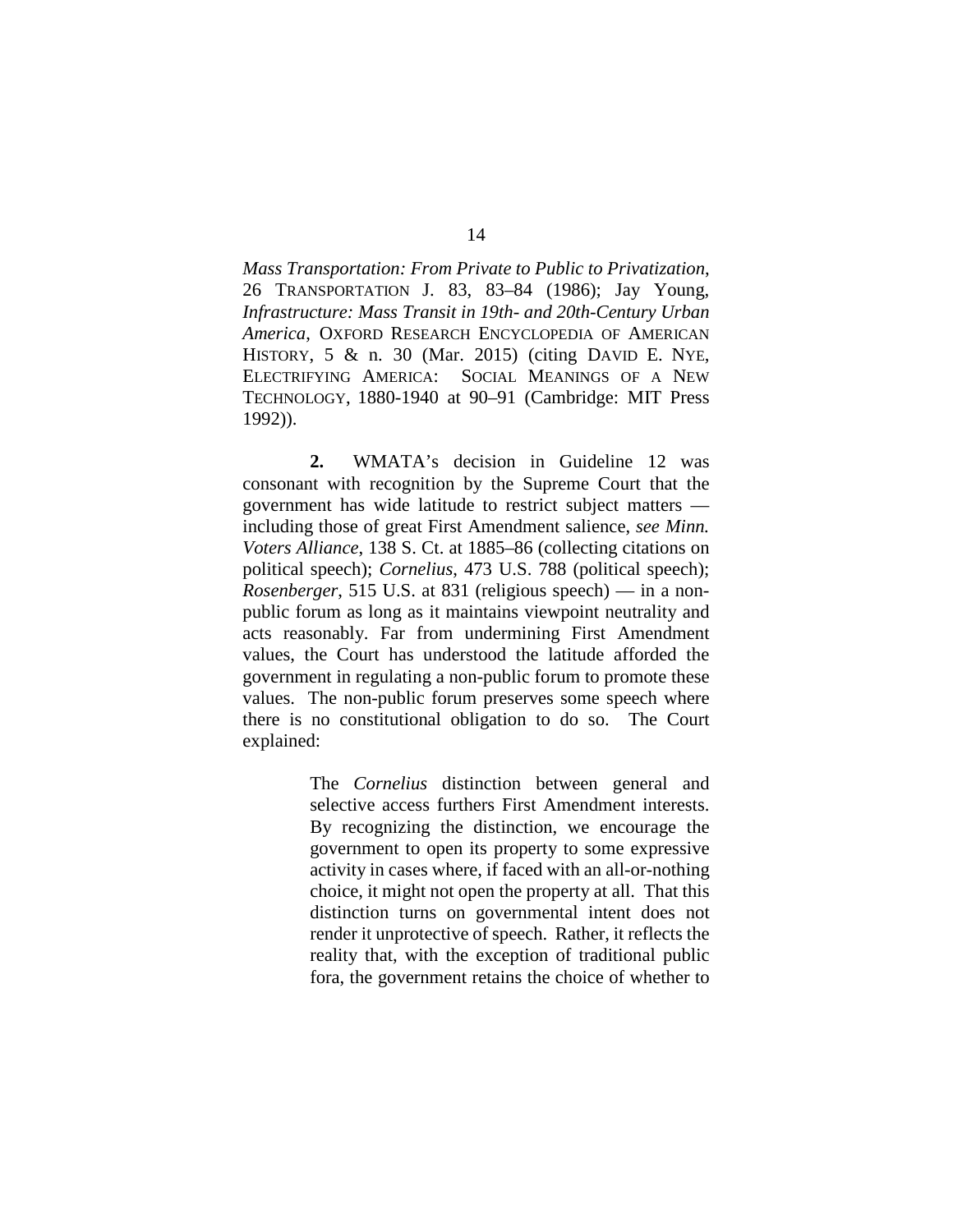*Mass Transportation: From Private to Public to Privatization*, 26 TRANSPORTATION J. 83, 83–84 (1986); Jay Young, *Infrastructure: Mass Transit in 19th- and 20th-Century Urban America*, OXFORD RESEARCH ENCYCLOPEDIA OF AMERICAN HISTORY, 5 & n. 30 (Mar. 2015) (citing DAVID E. NYE, ELECTRIFYING AMERICA: SOCIAL MEANINGS OF A NEW TECHNOLOGY, 1880-1940 at 90–91 (Cambridge: MIT Press 1992)).

**2.** WMATA's decision in Guideline 12 was consonant with recognition by the Supreme Court that the government has wide latitude to restrict subject matters — including those of great First Amendment salience, *see Minn. Voters Alliance*, 138 S. Ct. at 1885–86 (collecting citations on political speech); *Cornelius*, 473 U.S. 788 (political speech); *Rosenberger*, 515 U.S. at 831 (religious speech) — in a non-public forum as long as it maintains viewpoint neutrality and acts reasonably. Far from undermining First Amendment values, the Court has understood the latitude afforded the government in regulating a non-public forum to promote these values. The non-public forum preserves some speech where there is no constitutional obligation to do so. The Court explained:

> The *Cornelius* distinction between general and selective access furthers First Amendment interests. By recognizing the distinction, we encourage the government to open its property to some expressive activity in cases where, if faced with an all-or-nothing choice, it might not open the property at all. That this distinction turns on governmental intent does not render it unprotective of speech. Rather, it reflects the reality that, with the exception of traditional public fora, the government retains the choice of whether to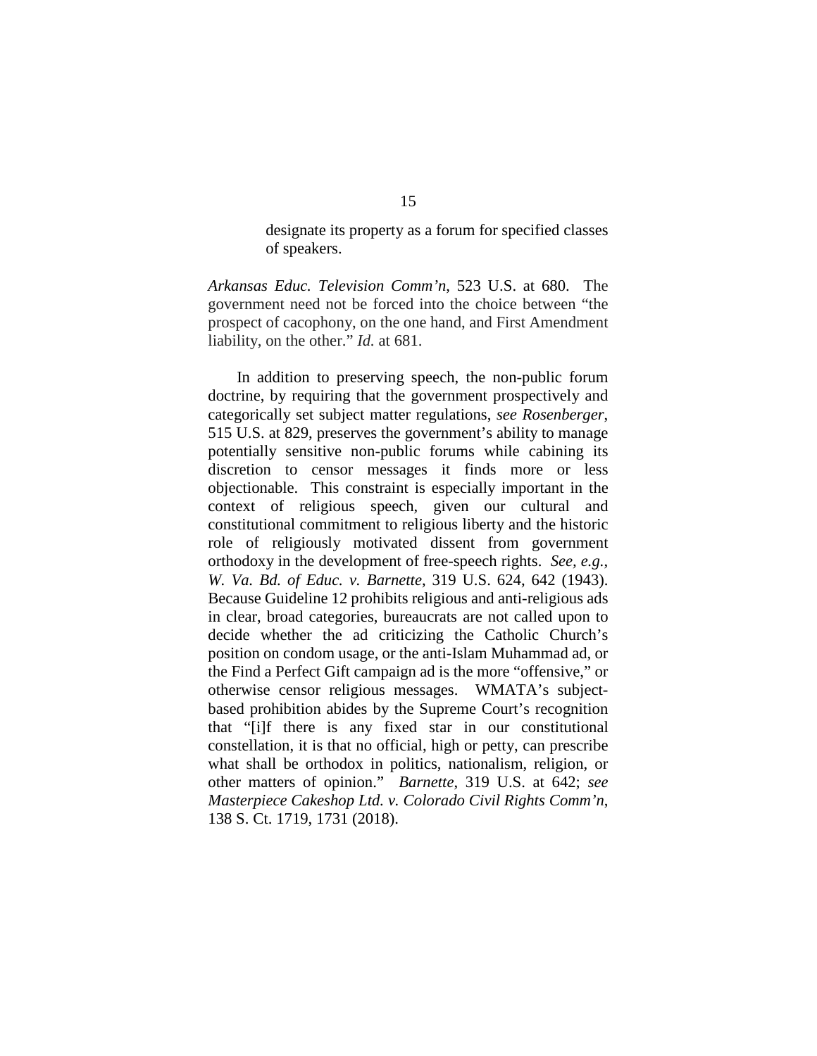> designate its property as a forum for specified classes of speakers.

*Arkansas Educ. Television Comm'n*, 523 U.S. at 680. The government need not be forced into the choice between "the prospect of cacophony, on the one hand, and First Amendment liability, on the other." *Id.* at 681.

In addition to preserving speech, the non-public forum doctrine, by requiring that the government prospectively and categorically set subject matter regulations, *see Rosenberger*, 515 U.S. at 829, preserves the government's ability to manage potentially sensitive non-public forums while cabining its discretion to censor messages it finds more or less objectionable. This constraint is especially important in the context of religious speech, given our cultural and constitutional commitment to religious liberty and the historic role of religiously motivated dissent from government orthodoxy in the development of free-speech rights. *See, e.g.*, *W. Va. Bd. of Educ. v. Barnette*, 319 U.S. 624, 642 (1943). Because Guideline 12 prohibits religious and anti-religious ads in clear, broad categories, bureaucrats are not called upon to decide whether the ad criticizing the Catholic Church's position on condom usage, or the anti-Islam Muhammad ad, or the Find a Perfect Gift campaign ad is the more "offensive," or otherwise censor religious messages. WMATA's subject-based prohibition abides by the Supreme Court's recognition that "[i]f there is any fixed star in our constitutional constellation, it is that no official, high or petty, can prescribe what shall be orthodox in politics, nationalism, religion, or other matters of opinion." *Barnette*, 319 U.S. at 642; *see Masterpiece Cakeshop Ltd. v. Colorado Civil Rights Comm'n*, 138 S. Ct. 1719, 1731 (2018).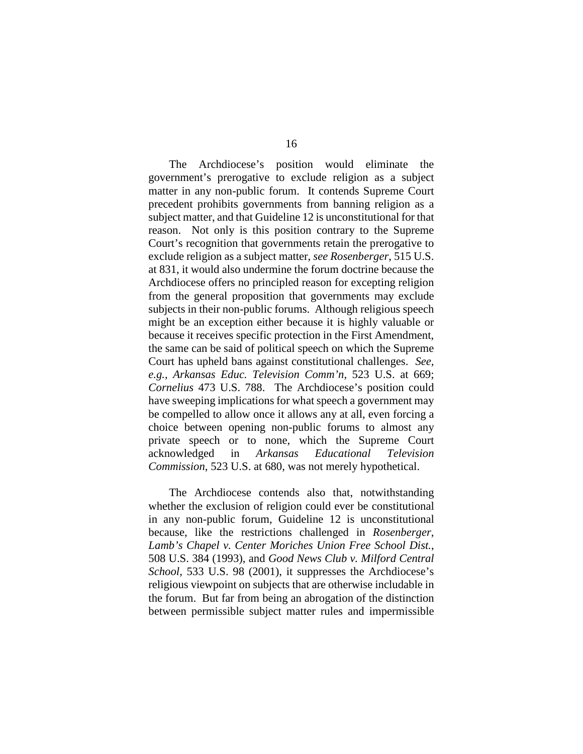The Archdiocese's position would eliminate the government's prerogative to exclude religion as a subject matter in any non-public forum. It contends Supreme Court precedent prohibits governments from banning religion as a subject matter, and that Guideline 12 is unconstitutional for that reason. Not only is this position contrary to the Supreme Court's recognition that governments retain the prerogative to exclude religion as a subject matter, *see Rosenberger*, 515 U.S. at 831, it would also undermine the forum doctrine because the Archdiocese offers no principled reason for excepting religion from the general proposition that governments may exclude subjects in their non-public forums. Although religious speech might be an exception either because it is highly valuable or because it receives specific protection in the First Amendment, the same can be said of political speech on which the Supreme Court has upheld bans against constitutional challenges. *See, e.g.*, *Arkansas Educ. Television Comm'n*, 523 U.S. at 669; *Cornelius* 473 U.S. 788. The Archdiocese's position could have sweeping implications for what speech a government may be compelled to allow once it allows any at all, even forcing a choice between opening non-public forums to almost any private speech or to none, which the Supreme Court acknowledged in *Arkansas Educational Television Commission*, 523 U.S. at 680, was not merely hypothetical.

The Archdiocese contends also that, notwithstanding whether the exclusion of religion could ever be constitutional in any non-public forum, Guideline 12 is unconstitutional because, like the restrictions challenged in *Rosenberger*, *Lamb's Chapel v. Center Moriches Union Free School Dist.*, 508 U.S. 384 (1993), and *Good News Club v. Milford Central School*, 533 U.S. 98 (2001), it suppresses the Archdiocese's religious viewpoint on subjects that are otherwise includable in the forum. But far from being an abrogation of the distinction between permissible subject matter rules and impermissible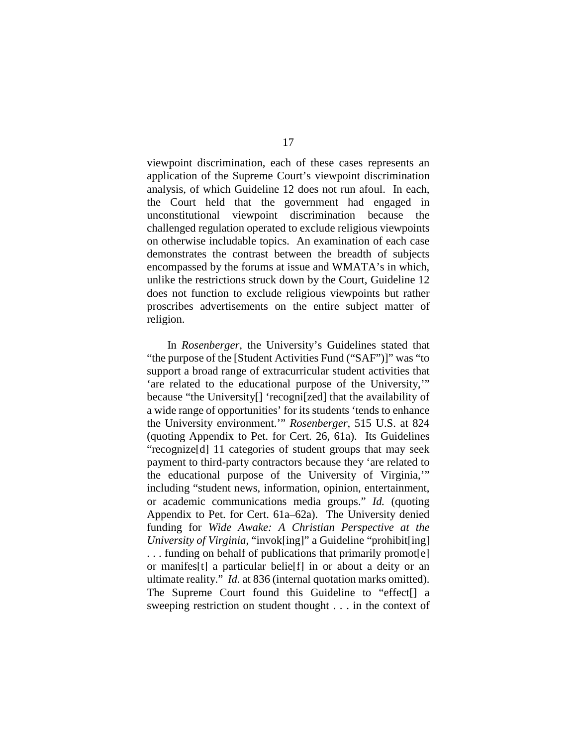viewpoint discrimination, each of these cases represents an application of the Supreme Court's viewpoint discrimination analysis, of which Guideline 12 does not run afoul. In each, the Court held that the government had engaged in unconstitutional viewpoint discrimination because the challenged regulation operated to exclude religious viewpoints on otherwise includable topics. An examination of each case demonstrates the contrast between the breadth of subjects encompassed by the forums at issue and WMATA's in which, unlike the restrictions struck down by the Court, Guideline 12 does not function to exclude religious viewpoints but rather proscribes advertisements on the entire subject matter of religion.

In *Rosenberger*, the University's Guidelines stated that "the purpose of the [Student Activities Fund ("SAF")]" was "to support a broad range of extracurricular student activities that 'are related to the educational purpose of the University,'" because "the University[] 'recogni[zed] that the availability of a wide range of opportunities' for its students 'tends to enhance the University environment.'" *Rosenberger*, 515 U.S. at 824 (quoting Appendix to Pet. for Cert. 26, 61a). Its Guidelines "recognize[d] 11 categories of student groups that may seek payment to third-party contractors because they 'are related to the educational purpose of the University of Virginia,'" including "student news, information, opinion, entertainment, or academic communications media groups." *Id.* (quoting Appendix to Pet. for Cert. 61a–62a). The University denied funding for *Wide Awake: A Christian Perspective at the University of Virginia*, "invok[ing]" a Guideline "prohibit[ing] . . . funding on behalf of publications that primarily promot[e] or manifes[t] a particular belie[f] in or about a deity or an ultimate reality." *Id.* at 836 (internal quotation marks omitted). The Supreme Court found this Guideline to "effect[] a sweeping restriction on student thought . . . in the context of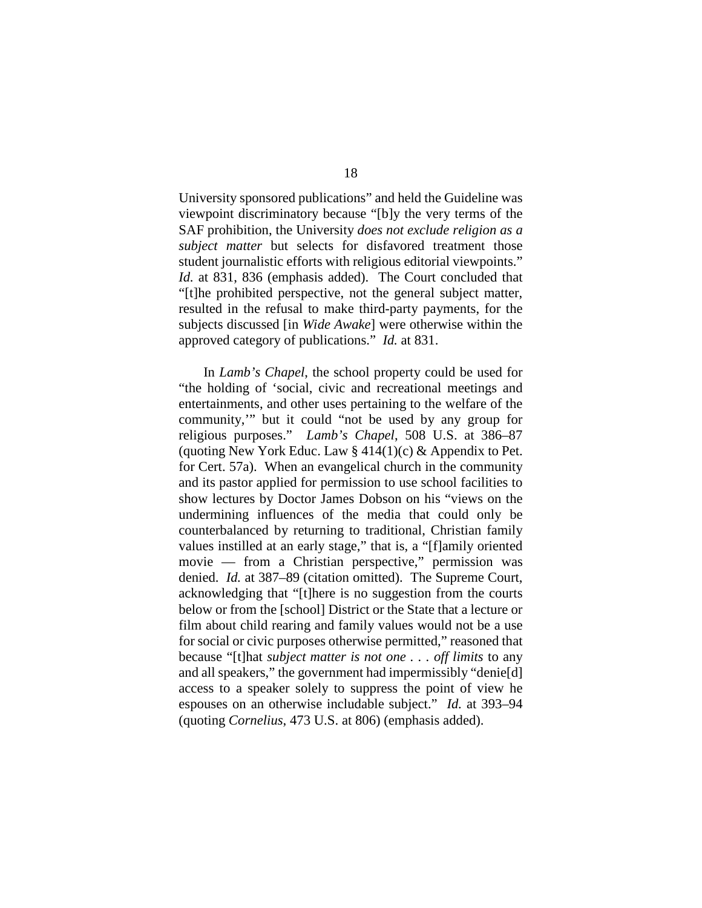University sponsored publications" and held the Guideline was viewpoint discriminatory because "[b]y the very terms of the SAF prohibition, the University *does not exclude religion as a subject matter* but selects for disfavored treatment those student journalistic efforts with religious editorial viewpoints." *Id.* at 831, 836 (emphasis added). The Court concluded that "[t]he prohibited perspective, not the general subject matter, resulted in the refusal to make third-party payments, for the subjects discussed [in *Wide Awake*] were otherwise within the approved category of publications." *Id.* at 831.

In *Lamb's Chapel*, the school property could be used for "the holding of 'social, civic and recreational meetings and entertainments, and other uses pertaining to the welfare of the community,'" but it could "not be used by any group for religious purposes." *Lamb's Chapel*, 508 U.S. at 386–87 (quoting New York Educ. Law § 414(1)(c) & Appendix to Pet. for Cert. 57a). When an evangelical church in the community and its pastor applied for permission to use school facilities to show lectures by Doctor James Dobson on his "views on the undermining influences of the media that could only be counterbalanced by returning to traditional, Christian family values instilled at an early stage," that is, a "[f]amily oriented movie — from a Christian perspective," permission was denied. *Id.* at 387–89 (citation omitted). The Supreme Court, acknowledging that "[t]here is no suggestion from the courts below or from the [school] District or the State that a lecture or film about child rearing and family values would not be a use for social or civic purposes otherwise permitted," reasoned that because "[t]hat *subject matter is not one . . . off limits* to any and all speakers," the government had impermissibly "denie[d] access to a speaker solely to suppress the point of view he espouses on an otherwise includable subject." *Id.* at 393–94 (quoting *Cornelius*, 473 U.S. at 806) (emphasis added).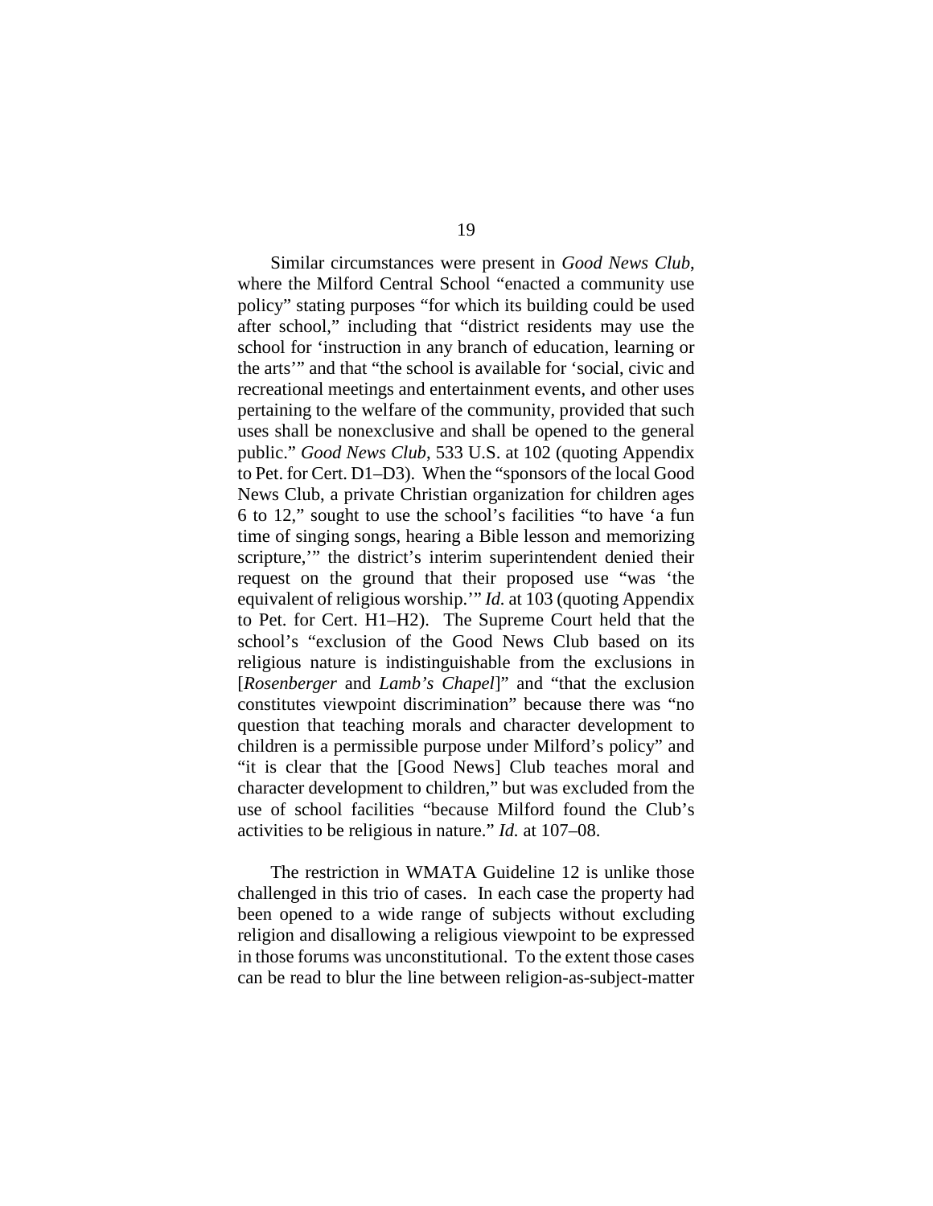Similar circumstances were present in *Good News Club*, where the Milford Central School "enacted a community use policy" stating purposes "for which its building could be used after school," including that "district residents may use the school for 'instruction in any branch of education, learning or the arts'" and that "the school is available for 'social, civic and recreational meetings and entertainment events, and other uses pertaining to the welfare of the community, provided that such uses shall be nonexclusive and shall be opened to the general public." *Good News Club*, 533 U.S. at 102 (quoting Appendix to Pet. for Cert. D1–D3). When the "sponsors of the local Good News Club, a private Christian organization for children ages 6 to 12," sought to use the school's facilities "to have 'a fun time of singing songs, hearing a Bible lesson and memorizing scripture,'" the district's interim superintendent denied their request on the ground that their proposed use "was 'the equivalent of religious worship.'" *Id.* at 103 (quoting Appendix to Pet. for Cert. H1–H2). The Supreme Court held that the school's "exclusion of the Good News Club based on its religious nature is indistinguishable from the exclusions in [*Rosenberger* and *Lamb's Chapel*]" and "that the exclusion constitutes viewpoint discrimination" because there was "no question that teaching morals and character development to children is a permissible purpose under Milford's policy" and "it is clear that the [Good News] Club teaches moral and character development to children," but was excluded from the use of school facilities "because Milford found the Club's activities to be religious in nature." *Id.* at 107–08.

The restriction in WMATA Guideline 12 is unlike those challenged in this trio of cases. In each case the property had been opened to a wide range of subjects without excluding religion and disallowing a religious viewpoint to be expressed in those forums was unconstitutional. To the extent those cases can be read to blur the line between religion-as-subject-matter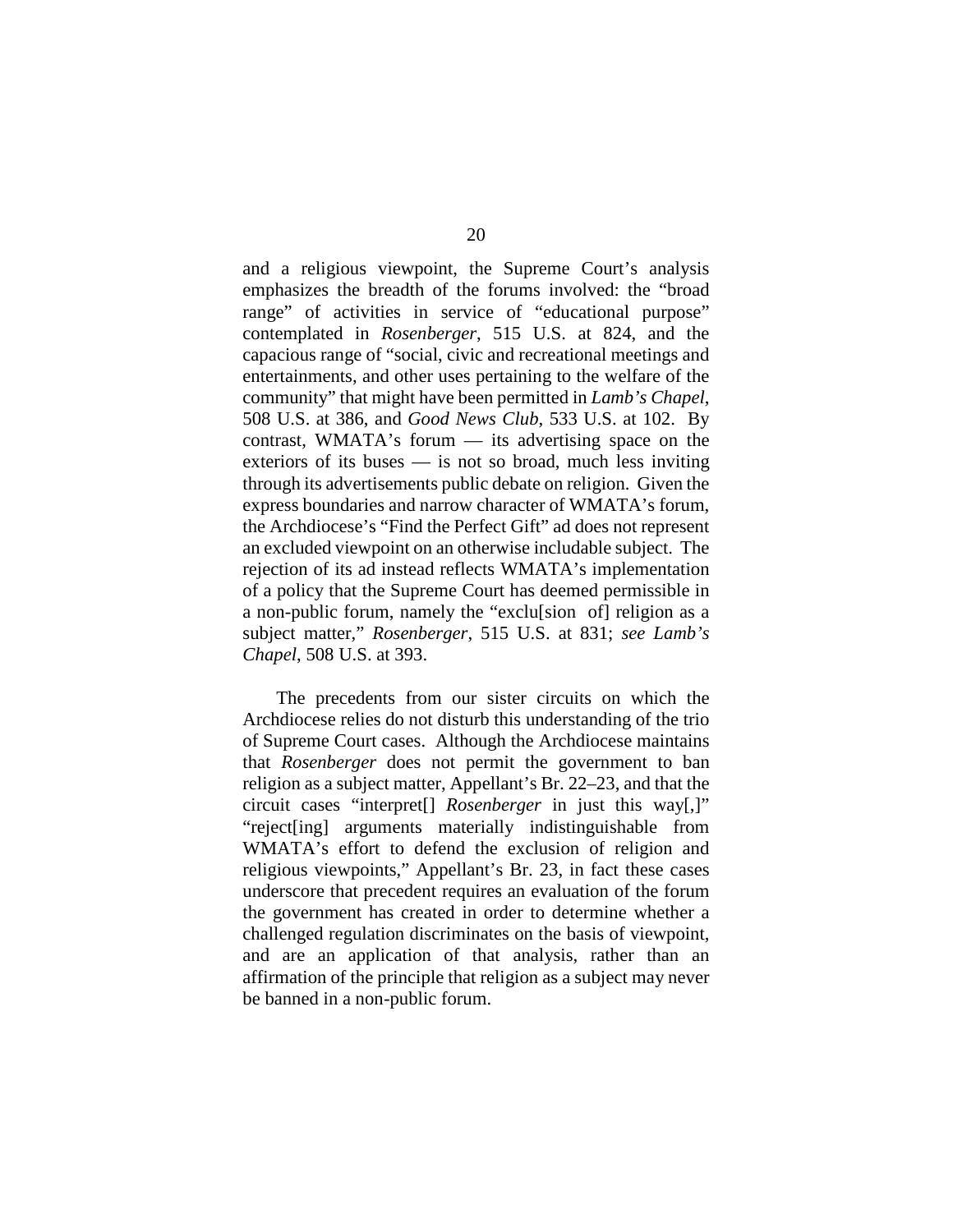and a religious viewpoint, the Supreme Court's analysis emphasizes the breadth of the forums involved: the "broad range" of activities in service of "educational purpose" contemplated in *Rosenberger*, 515 U.S. at 824, and the capacious range of "social, civic and recreational meetings and entertainments, and other uses pertaining to the welfare of the community" that might have been permitted in *Lamb's Chapel*, 508 U.S. at 386, and *Good News Club*, 533 U.S. at 102. By contrast, WMATA's forum — its advertising space on the exteriors of its buses — is not so broad, much less inviting through its advertisements public debate on religion. Given the express boundaries and narrow character of WMATA's forum, the Archdiocese's "Find the Perfect Gift" ad does not represent an excluded viewpoint on an otherwise includable subject. The rejection of its ad instead reflects WMATA's implementation of a policy that the Supreme Court has deemed permissible in a non-public forum, namely the "exclu[sion of] religion as a subject matter," *Rosenberger*, 515 U.S. at 831; *see Lamb's Chapel*, 508 U.S. at 393.

The precedents from our sister circuits on which the Archdiocese relies do not disturb this understanding of the trio of Supreme Court cases. Although the Archdiocese maintains that *Rosenberger* does not permit the government to ban religion as a subject matter, Appellant's Br. 22–23, and that the circuit cases "interpret[] *Rosenberger* in just this way[,]" "reject[ing] arguments materially indistinguishable from WMATA's effort to defend the exclusion of religion and religious viewpoints," Appellant's Br. 23, in fact these cases underscore that precedent requires an evaluation of the forum the government has created in order to determine whether a challenged regulation discriminates on the basis of viewpoint, and are an application of that analysis, rather than an affirmation of the principle that religion as a subject may never be banned in a non-public forum.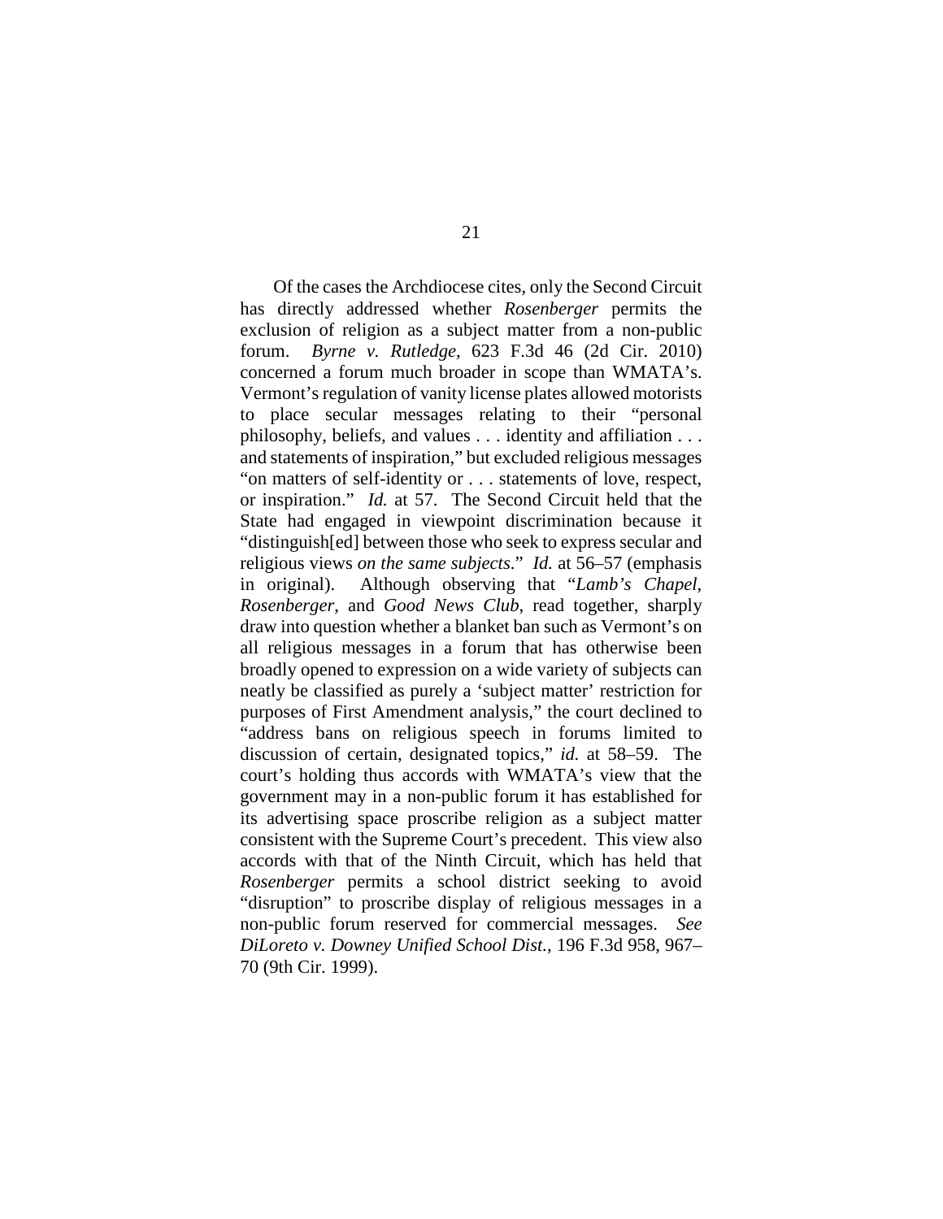Of the cases the Archdiocese cites, only the Second Circuit has directly addressed whether *Rosenberger* permits the exclusion of religion as a subject matter from a non-public forum. *Byrne v. Rutledge*, 623 F.3d 46 (2d Cir. 2010) concerned a forum much broader in scope than WMATA's. Vermont's regulation of vanity license plates allowed motorists to place secular messages relating to their "personal philosophy, beliefs, and values . . . identity and affiliation . . . and statements of inspiration," but excluded religious messages "on matters of self-identity or . . . statements of love, respect, or inspiration." *Id.* at 57. The Second Circuit held that the State had engaged in viewpoint discrimination because it "distinguish[ed] between those who seek to express secular and religious views *on the same subjects*." *Id.* at 56–57 (emphasis in original). Although observing that "*Lamb's Chapel*, *Rosenberger*, and *Good News Club*, read together, sharply draw into question whether a blanket ban such as Vermont's on all religious messages in a forum that has otherwise been broadly opened to expression on a wide variety of subjects can neatly be classified as purely a 'subject matter' restriction for purposes of First Amendment analysis," the court declined to "address bans on religious speech in forums limited to discussion of certain, designated topics," *id.* at 58–59. The court's holding thus accords with WMATA's view that the government may in a non-public forum it has established for its advertising space proscribe religion as a subject matter consistent with the Supreme Court's precedent. This view also accords with that of the Ninth Circuit, which has held that *Rosenberger* permits a school district seeking to avoid "disruption" to proscribe display of religious messages in a non-public forum reserved for commercial messages. *See DiLoreto v. Downey Unified School Dist.*, 196 F.3d 958, 967–70 (9th Cir. 1999).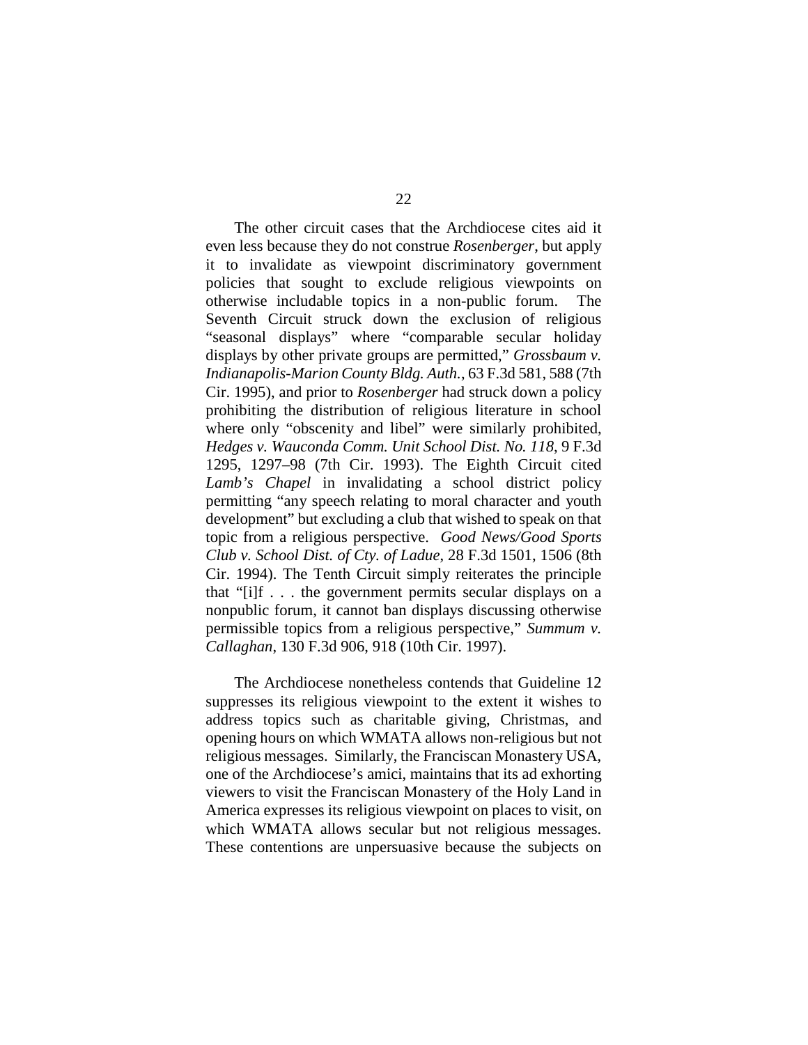The other circuit cases that the Archdiocese cites aid it even less because they do not construe *Rosenberger*, but apply it to invalidate as viewpoint discriminatory government policies that sought to exclude religious viewpoints on otherwise includable topics in a non-public forum. The Seventh Circuit struck down the exclusion of religious "seasonal displays" where "comparable secular holiday displays by other private groups are permitted," *Grossbaum v. Indianapolis-Marion County Bldg. Auth.*, 63 F.3d 581, 588 (7th Cir. 1995), and prior to *Rosenberger* had struck down a policy prohibiting the distribution of religious literature in school where only "obscenity and libel" were similarly prohibited, *Hedges v. Wauconda Comm. Unit School Dist. No. 118*, 9 F.3d 1295, 1297–98 (7th Cir. 1993). The Eighth Circuit cited *Lamb's Chapel* in invalidating a school district policy permitting "any speech relating to moral character and youth development" but excluding a club that wished to speak on that topic from a religious perspective. *Good News/Good Sports Club v. School Dist. of Cty. of Ladue*, 28 F.3d 1501, 1506 (8th Cir. 1994). The Tenth Circuit simply reiterates the principle that "[i]f . . . the government permits secular displays on a nonpublic forum, it cannot ban displays discussing otherwise permissible topics from a religious perspective," *Summum v. Callaghan*, 130 F.3d 906, 918 (10th Cir. 1997).

The Archdiocese nonetheless contends that Guideline 12 suppresses its religious viewpoint to the extent it wishes to address topics such as charitable giving, Christmas, and opening hours on which WMATA allows non-religious but not religious messages. Similarly, the Franciscan Monastery USA, one of the Archdiocese's amici, maintains that its ad exhorting viewers to visit the Franciscan Monastery of the Holy Land in America expresses its religious viewpoint on places to visit, on which WMATA allows secular but not religious messages. These contentions are unpersuasive because the subjects on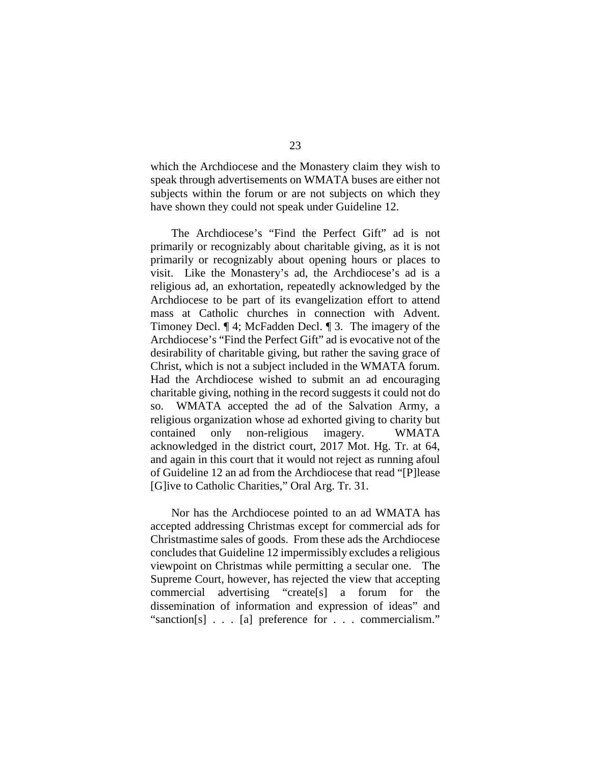which the Archdiocese and the Monastery claim they wish to speak through advertisements on WMATA buses are either not subjects within the forum or are not subjects on which they have shown they could not speak under Guideline 12.

The Archdiocese's "Find the Perfect Gift" ad is not primarily or recognizably about charitable giving, as it is not primarily or recognizably about opening hours or places to visit. Like the Monastery's ad, the Archdiocese's ad is a religious ad, an exhortation, repeatedly acknowledged by the Archdiocese to be part of its evangelization effort to attend mass at Catholic churches in connection with Advent. Timoney Decl. ¶ 4; McFadden Decl. ¶ 3. The imagery of the Archdiocese's "Find the Perfect Gift" ad is evocative not of the desirability of charitable giving, but rather the saving grace of Christ, which is not a subject included in the WMATA forum. Had the Archdiocese wished to submit an ad encouraging charitable giving, nothing in the record suggests it could not do so. WMATA accepted the ad of the Salvation Army, a religious organization whose ad exhorted giving to charity but contained only non-religious imagery. WMATA acknowledged in the district court, 2017 Mot. Hg. Tr. at 64, and again in this court that it would not reject as running afoul of Guideline 12 an ad from the Archdiocese that read "[P]lease [G]ive to Catholic Charities," Oral Arg. Tr. 31.

Nor has the Archdiocese pointed to an ad WMATA has accepted addressing Christmas except for commercial ads for Christmastime sales of goods. From these ads the Archdiocese concludes that Guideline 12 impermissibly excludes a religious viewpoint on Christmas while permitting a secular one. The Supreme Court, however, has rejected the view that accepting commercial advertising "create[s] a forum for the dissemination of information and expression of ideas" and "sanction[s] . . . [a] preference for . . . commercialism."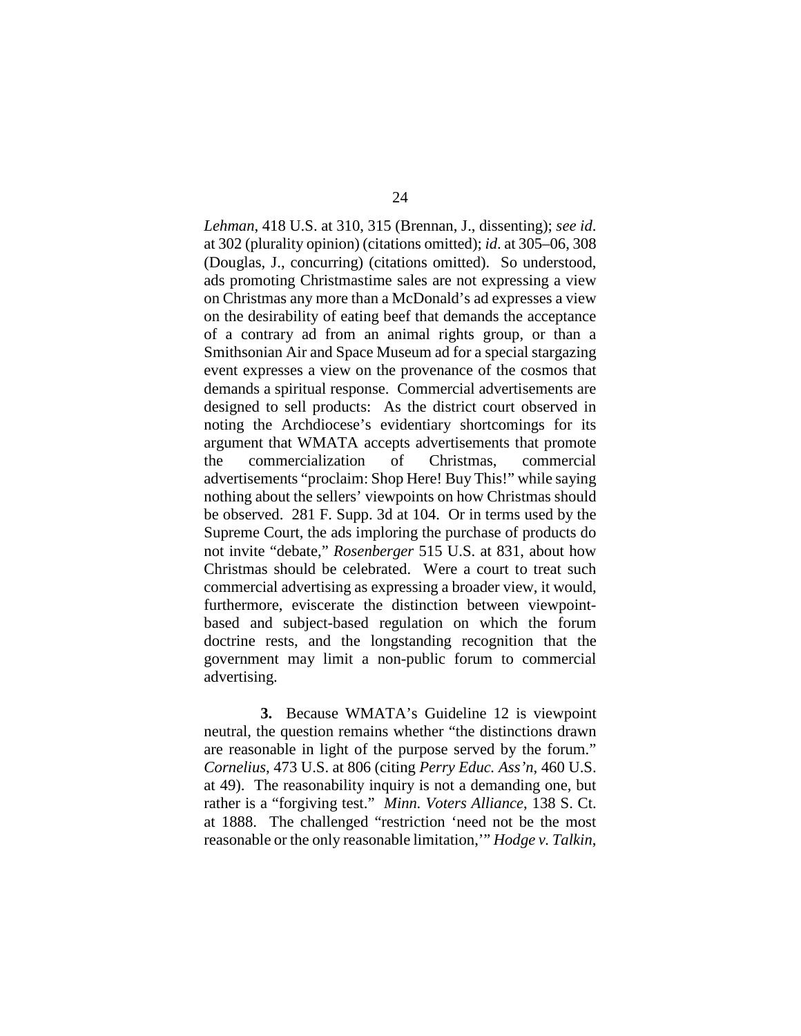*Lehman*, 418 U.S. at 310, 315 (Brennan, J., dissenting); *see id*. at 302 (plurality opinion) (citations omitted); *id*. at 305–06, 308 (Douglas, J., concurring) (citations omitted). So understood, ads promoting Christmastime sales are not expressing a view on Christmas any more than a McDonald's ad expresses a view on the desirability of eating beef that demands the acceptance of a contrary ad from an animal rights group, or than a Smithsonian Air and Space Museum ad for a special stargazing event expresses a view on the provenance of the cosmos that demands a spiritual response. Commercial advertisements are designed to sell products: As the district court observed in noting the Archdiocese's evidentiary shortcomings for its argument that WMATA accepts advertisements that promote the commercialization of Christmas, commercial advertisements "proclaim: Shop Here! Buy This!" while saying nothing about the sellers' viewpoints on how Christmas should be observed. 281 F. Supp. 3d at 104. Or in terms used by the Supreme Court, the ads imploring the purchase of products do not invite "debate," *Rosenberger* 515 U.S. at 831, about how Christmas should be celebrated. Were a court to treat such commercial advertising as expressing a broader view, it would, furthermore, eviscerate the distinction between viewpoint-based and subject-based regulation on which the forum doctrine rests, and the longstanding recognition that the government may limit a non-public forum to commercial advertising.

**3.** Because WMATA's Guideline 12 is viewpoint neutral, the question remains whether "the distinctions drawn are reasonable in light of the purpose served by the forum." *Cornelius*, 473 U.S. at 806 (citing *Perry Educ. Ass'n*, 460 U.S. at 49). The reasonability inquiry is not a demanding one, but rather is a "forgiving test." *Minn. Voters Alliance*, 138 S. Ct. at 1888. The challenged "restriction 'need not be the most reasonable or the only reasonable limitation,'" *Hodge v. Talkin*,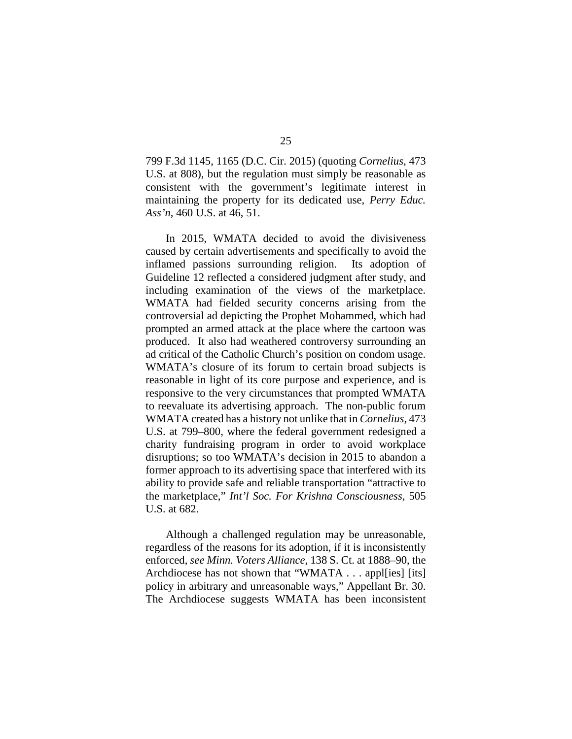799 F.3d 1145, 1165 (D.C. Cir. 2015) (quoting *Cornelius*, 473 U.S. at 808), but the regulation must simply be reasonable as consistent with the government's legitimate interest in maintaining the property for its dedicated use, *Perry Educ. Ass'n*, 460 U.S. at 46, 51.

In 2015, WMATA decided to avoid the divisiveness caused by certain advertisements and specifically to avoid the inflamed passions surrounding religion. Its adoption of Guideline 12 reflected a considered judgment after study, and including examination of the views of the marketplace. WMATA had fielded security concerns arising from the controversial ad depicting the Prophet Mohammed, which had prompted an armed attack at the place where the cartoon was produced. It also had weathered controversy surrounding an ad critical of the Catholic Church's position on condom usage. WMATA's closure of its forum to certain broad subjects is reasonable in light of its core purpose and experience, and is responsive to the very circumstances that prompted WMATA to reevaluate its advertising approach. The non-public forum WMATA created has a history not unlike that in *Cornelius*, 473 U.S. at 799–800, where the federal government redesigned a charity fundraising program in order to avoid workplace disruptions; so too WMATA's decision in 2015 to abandon a former approach to its advertising space that interfered with its ability to provide safe and reliable transportation "attractive to the marketplace," *Int'l Soc. For Krishna Consciousness*, 505 U.S. at 682.

Although a challenged regulation may be unreasonable, regardless of the reasons for its adoption, if it is inconsistently enforced, *see Minn. Voters Alliance*, 138 S. Ct. at 1888–90, the Archdiocese has not shown that "WMATA . . . appl[ies] [its] policy in arbitrary and unreasonable ways," Appellant Br. 30. The Archdiocese suggests WMATA has been inconsistent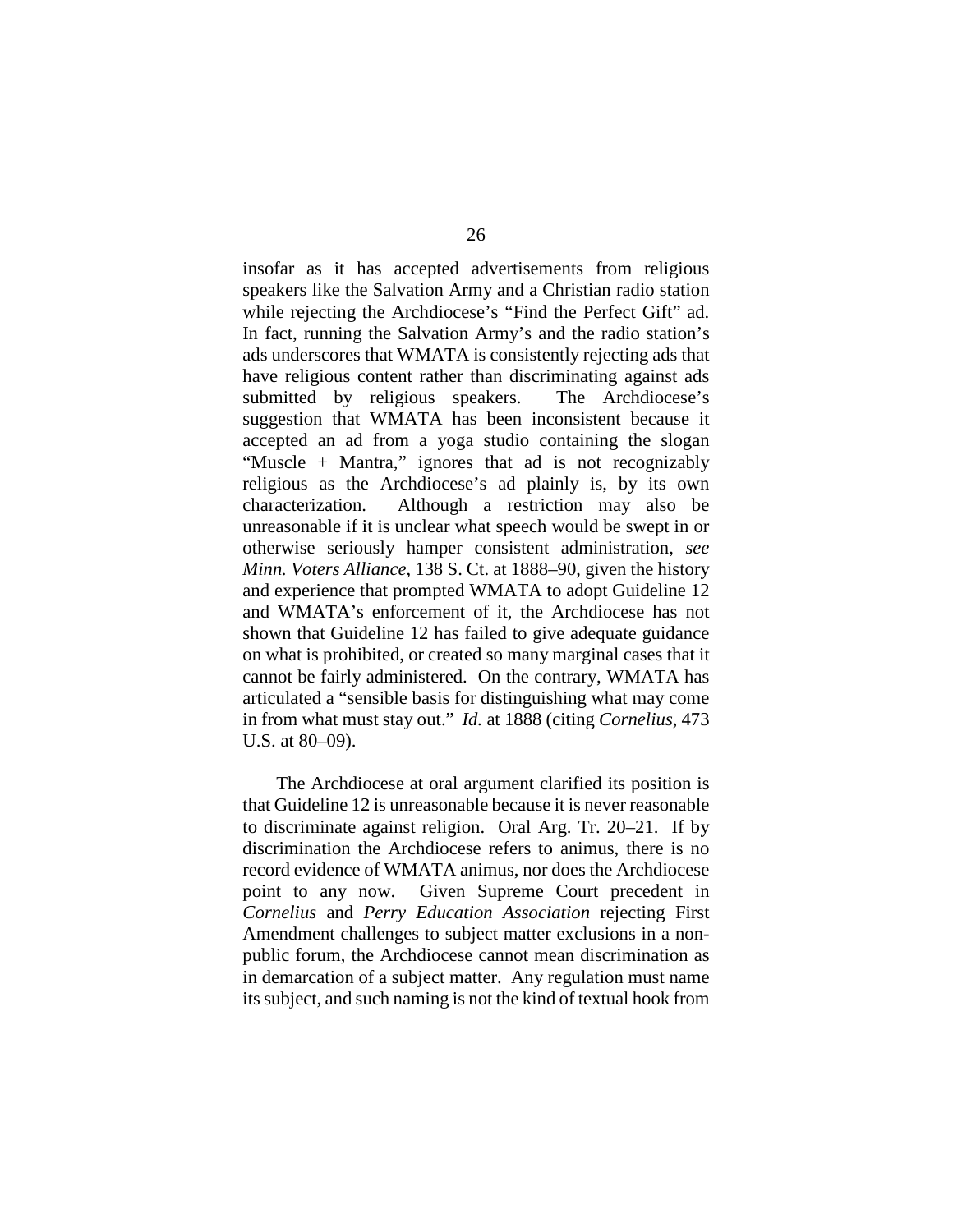insofar as it has accepted advertisements from religious speakers like the Salvation Army and a Christian radio station while rejecting the Archdiocese's "Find the Perfect Gift" ad. In fact, running the Salvation Army's and the radio station's ads underscores that WMATA is consistently rejecting ads that have religious content rather than discriminating against ads submitted by religious speakers. The Archdiocese's suggestion that WMATA has been inconsistent because it accepted an ad from a yoga studio containing the slogan "Muscle + Mantra," ignores that ad is not recognizably religious as the Archdiocese's ad plainly is, by its own characterization. Although a restriction may also be unreasonable if it is unclear what speech would be swept in or otherwise seriously hamper consistent administration, *see Minn. Voters Alliance*, 138 S. Ct. at 1888–90, given the history and experience that prompted WMATA to adopt Guideline 12 and WMATA's enforcement of it, the Archdiocese has not shown that Guideline 12 has failed to give adequate guidance on what is prohibited, or created so many marginal cases that it cannot be fairly administered. On the contrary, WMATA has articulated a "sensible basis for distinguishing what may come in from what must stay out." *Id.* at 1888 (citing *Cornelius*, 473 U.S. at 80–09).

The Archdiocese at oral argument clarified its position is that Guideline 12 is unreasonable because it is never reasonable to discriminate against religion. Oral Arg. Tr. 20–21. If by discrimination the Archdiocese refers to animus, there is no record evidence of WMATA animus, nor does the Archdiocese point to any now. Given Supreme Court precedent in *Cornelius* and *Perry Education Association* rejecting First Amendment challenges to subject matter exclusions in a non-public forum, the Archdiocese cannot mean discrimination as in demarcation of a subject matter. Any regulation must name its subject, and such naming is not the kind of textual hook from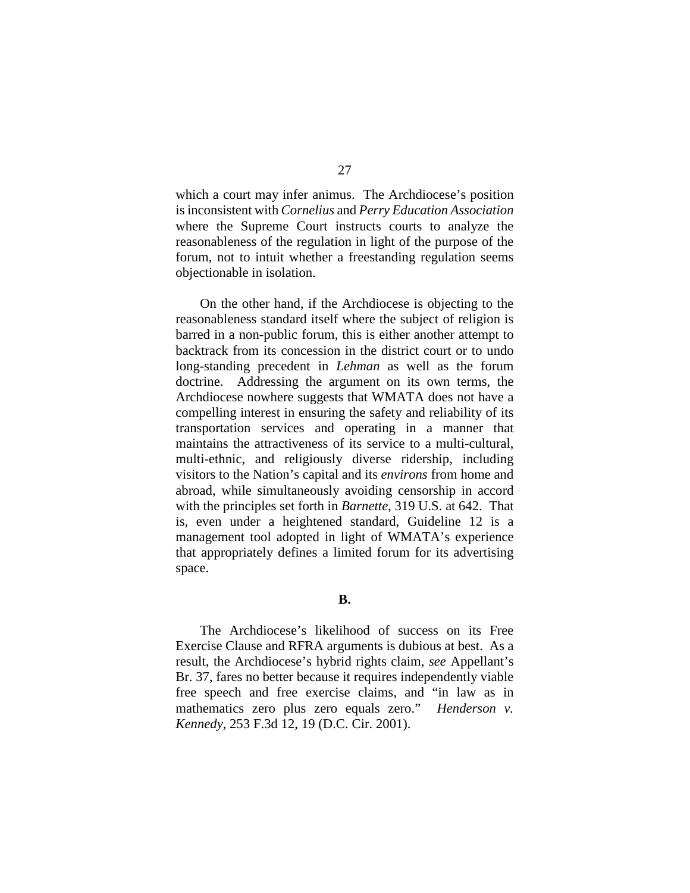which a court may infer animus. The Archdiocese's position is inconsistent with *Cornelius* and *Perry Education Association* where the Supreme Court instructs courts to analyze the reasonableness of the regulation in light of the purpose of the forum, not to intuit whether a freestanding regulation seems objectionable in isolation.

On the other hand, if the Archdiocese is objecting to the reasonableness standard itself where the subject of religion is barred in a non-public forum, this is either another attempt to backtrack from its concession in the district court or to undo long-standing precedent in *Lehman* as well as the forum doctrine. Addressing the argument on its own terms, the Archdiocese nowhere suggests that WMATA does not have a compelling interest in ensuring the safety and reliability of its transportation services and operating in a manner that maintains the attractiveness of its service to a multi-cultural, multi-ethnic, and religiously diverse ridership, including visitors to the Nation's capital and its *environs* from home and abroad, while simultaneously avoiding censorship in accord with the principles set forth in *Barnette*, 319 U.S. at 642. That is, even under a heightened standard, Guideline 12 is a management tool adopted in light of WMATA's experience that appropriately defines a limited forum for its advertising space.

**B.**

The Archdiocese's likelihood of success on its Free Exercise Clause and RFRA arguments is dubious at best. As a result, the Archdiocese's hybrid rights claim, *see* Appellant's Br. 37, fares no better because it requires independently viable free speech and free exercise claims, and "in law as in mathematics zero plus zero equals zero." *Henderson v. Kennedy*, 253 F.3d 12, 19 (D.C. Cir. 2001).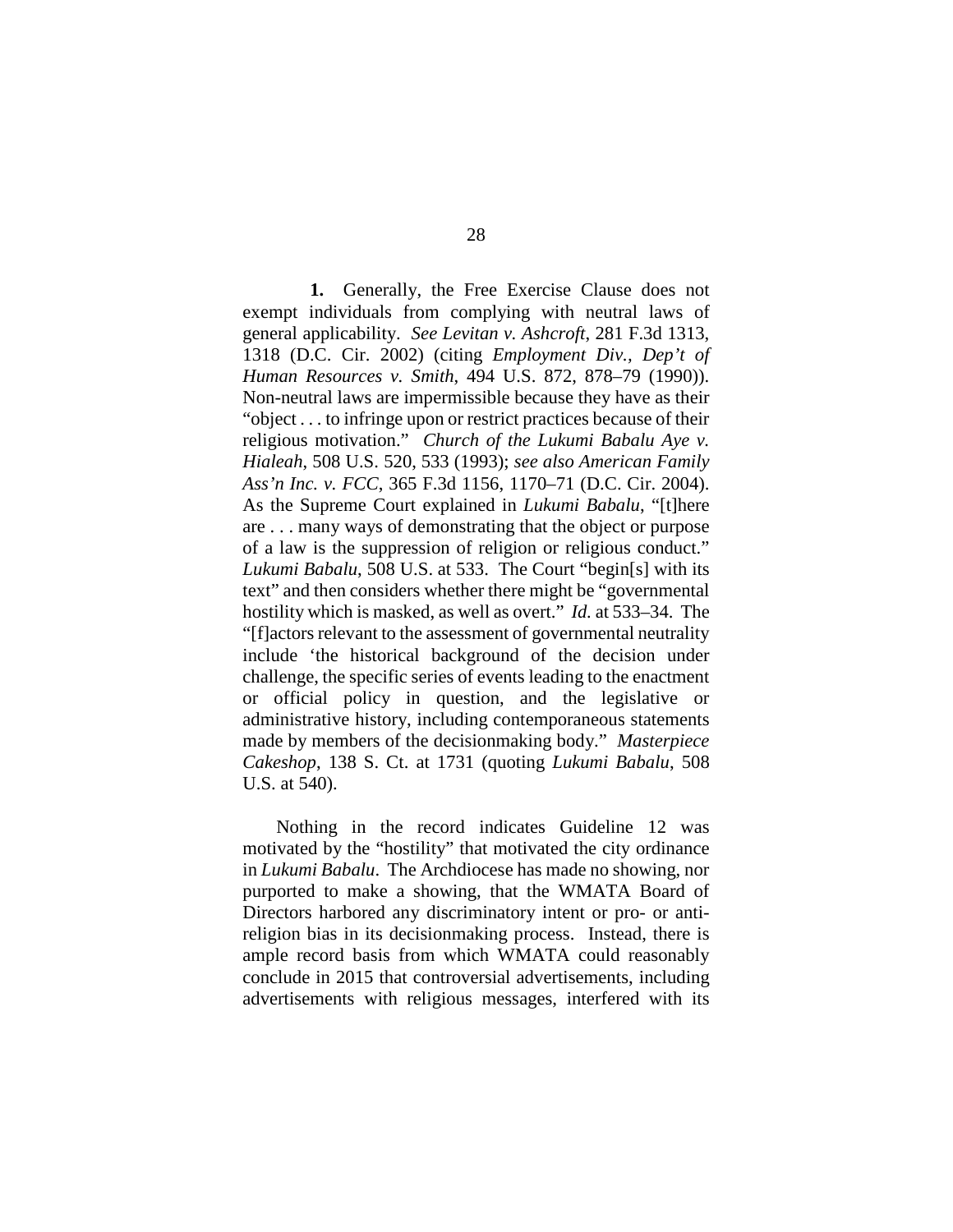**1.** Generally, the Free Exercise Clause does not exempt individuals from complying with neutral laws of general applicability. *See Levitan v. Ashcroft*, 281 F.3d 1313, 1318 (D.C. Cir. 2002) (citing *Employment Div., Dep't of Human Resources v. Smith*, 494 U.S. 872, 878–79 (1990)). Non-neutral laws are impermissible because they have as their "object . . . to infringe upon or restrict practices because of their religious motivation." *Church of the Lukumi Babalu Aye v. Hialeah*, 508 U.S. 520, 533 (1993); *see also American Family Ass'n Inc. v. FCC*, 365 F.3d 1156, 1170–71 (D.C. Cir. 2004). As the Supreme Court explained in *Lukumi Babalu*, "[t]here are . . . many ways of demonstrating that the object or purpose of a law is the suppression of religion or religious conduct." *Lukumi Babalu*, 508 U.S. at 533. The Court "begin[s] with its text" and then considers whether there might be "governmental hostility which is masked, as well as overt." *Id.* at 533–34. The "[f]actors relevant to the assessment of governmental neutrality include 'the historical background of the decision under challenge, the specific series of events leading to the enactment or official policy in question, and the legislative or administrative history, including contemporaneous statements made by members of the decisionmaking body." *Masterpiece Cakeshop*, 138 S. Ct. at 1731 (quoting *Lukumi Babalu*, 508 U.S. at 540).

Nothing in the record indicates Guideline 12 was motivated by the "hostility" that motivated the city ordinance in *Lukumi Babalu*. The Archdiocese has made no showing, nor purported to make a showing, that the WMATA Board of Directors harbored any discriminatory intent or pro- or anti-religion bias in its decisionmaking process. Instead, there is ample record basis from which WMATA could reasonably conclude in 2015 that controversial advertisements, including advertisements with religious messages, interfered with its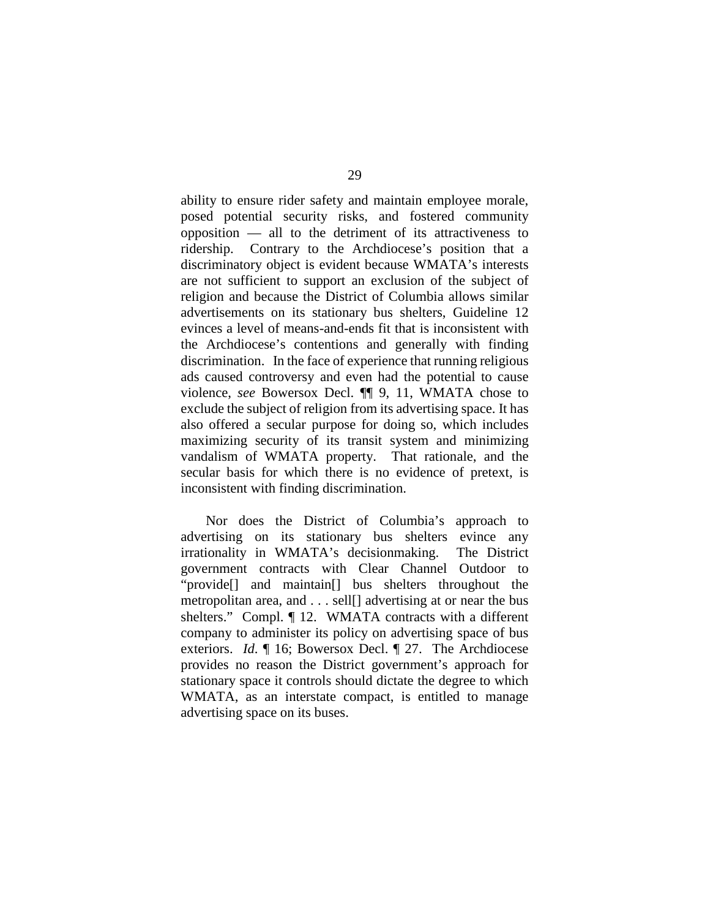ability to ensure rider safety and maintain employee morale, posed potential security risks, and fostered community opposition — all to the detriment of its attractiveness to ridership. Contrary to the Archdiocese's position that a discriminatory object is evident because WMATA's interests are not sufficient to support an exclusion of the subject of religion and because the District of Columbia allows similar advertisements on its stationary bus shelters, Guideline 12 evinces a level of means-and-ends fit that is inconsistent with the Archdiocese's contentions and generally with finding discrimination. In the face of experience that running religious ads caused controversy and even had the potential to cause violence, *see* Bowersox Decl. ¶¶ 9, 11, WMATA chose to exclude the subject of religion from its advertising space. It has also offered a secular purpose for doing so, which includes maximizing security of its transit system and minimizing vandalism of WMATA property. That rationale, and the secular basis for which there is no evidence of pretext, is inconsistent with finding discrimination.

Nor does the District of Columbia's approach to advertising on its stationary bus shelters evince any irrationality in WMATA's decisionmaking. The District government contracts with Clear Channel Outdoor to "provide[] and maintain[] bus shelters throughout the metropolitan area, and . . . sell[] advertising at or near the bus shelters." Compl. ¶ 12. WMATA contracts with a different company to administer its policy on advertising space of bus exteriors. *Id.* ¶ 16; Bowersox Decl. ¶ 27. The Archdiocese provides no reason the District government's approach for stationary space it controls should dictate the degree to which WMATA, as an interstate compact, is entitled to manage advertising space on its buses.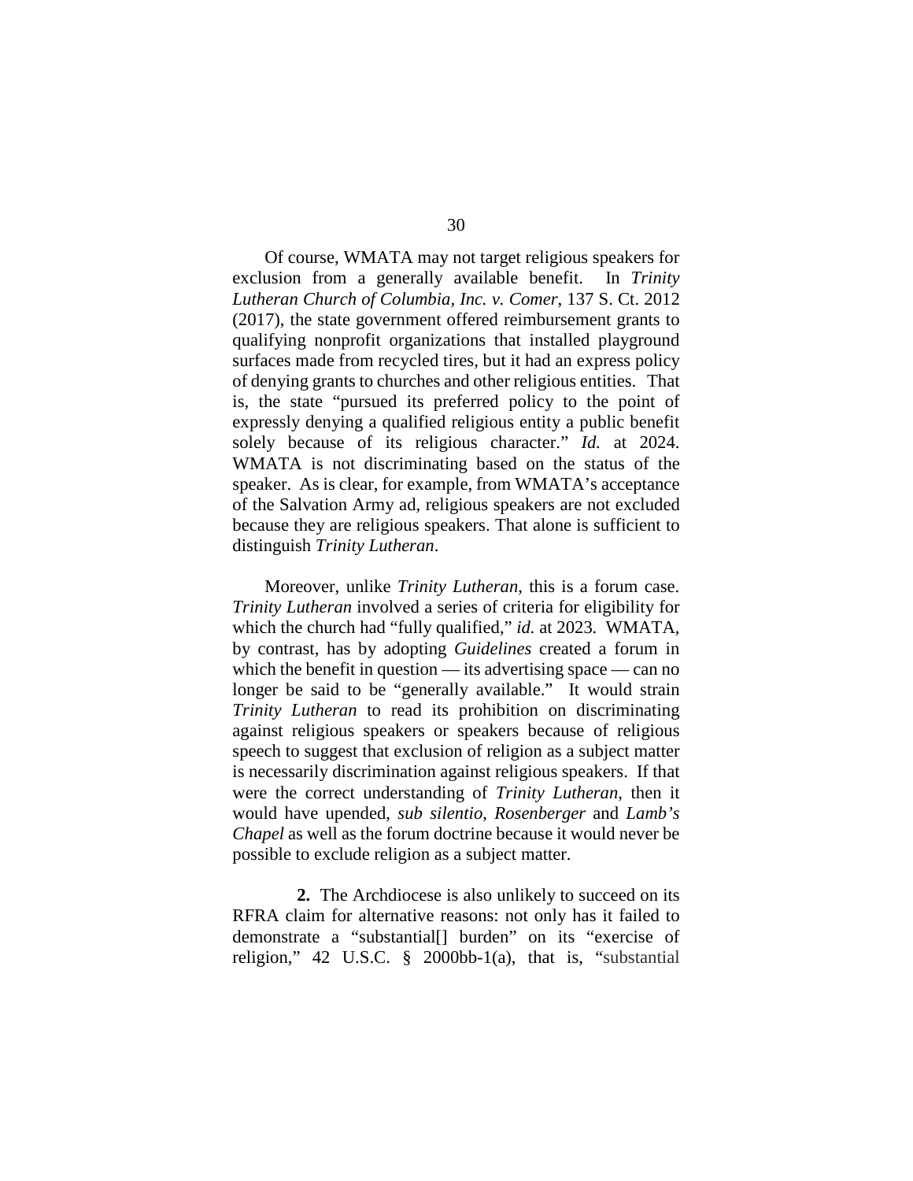Of course, WMATA may not target religious speakers for exclusion from a generally available benefit. In *Trinity Lutheran Church of Columbia, Inc. v. Comer*, 137 S. Ct. 2012 (2017), the state government offered reimbursement grants to qualifying nonprofit organizations that installed playground surfaces made from recycled tires, but it had an express policy of denying grants to churches and other religious entities. That is, the state "pursued its preferred policy to the point of expressly denying a qualified religious entity a public benefit solely because of its religious character." *Id.* at 2024. WMATA is not discriminating based on the status of the speaker. As is clear, for example, from WMATA's acceptance of the Salvation Army ad, religious speakers are not excluded because they are religious speakers. That alone is sufficient to distinguish *Trinity Lutheran*.

Moreover, unlike *Trinity Lutheran*, this is a forum case. *Trinity Lutheran* involved a series of criteria for eligibility for which the church had "fully qualified," *id.* at 2023. WMATA, by contrast, has by adopting *Guidelines* created a forum in which the benefit in question — its advertising space — can no longer be said to be "generally available." It would strain *Trinity Lutheran* to read its prohibition on discriminating against religious speakers or speakers because of religious speech to suggest that exclusion of religion as a subject matter is necessarily discrimination against religious speakers. If that were the correct understanding of *Trinity Lutheran*, then it would have upended, *sub silentio*, *Rosenberger* and *Lamb's Chapel* as well as the forum doctrine because it would never be possible to exclude religion as a subject matter.

**2.** The Archdiocese is also unlikely to succeed on its RFRA claim for alternative reasons: not only has it failed to demonstrate a "substantial[] burden" on its "exercise of religion," 42 U.S.C. § 2000bb-1(a), that is, "substantial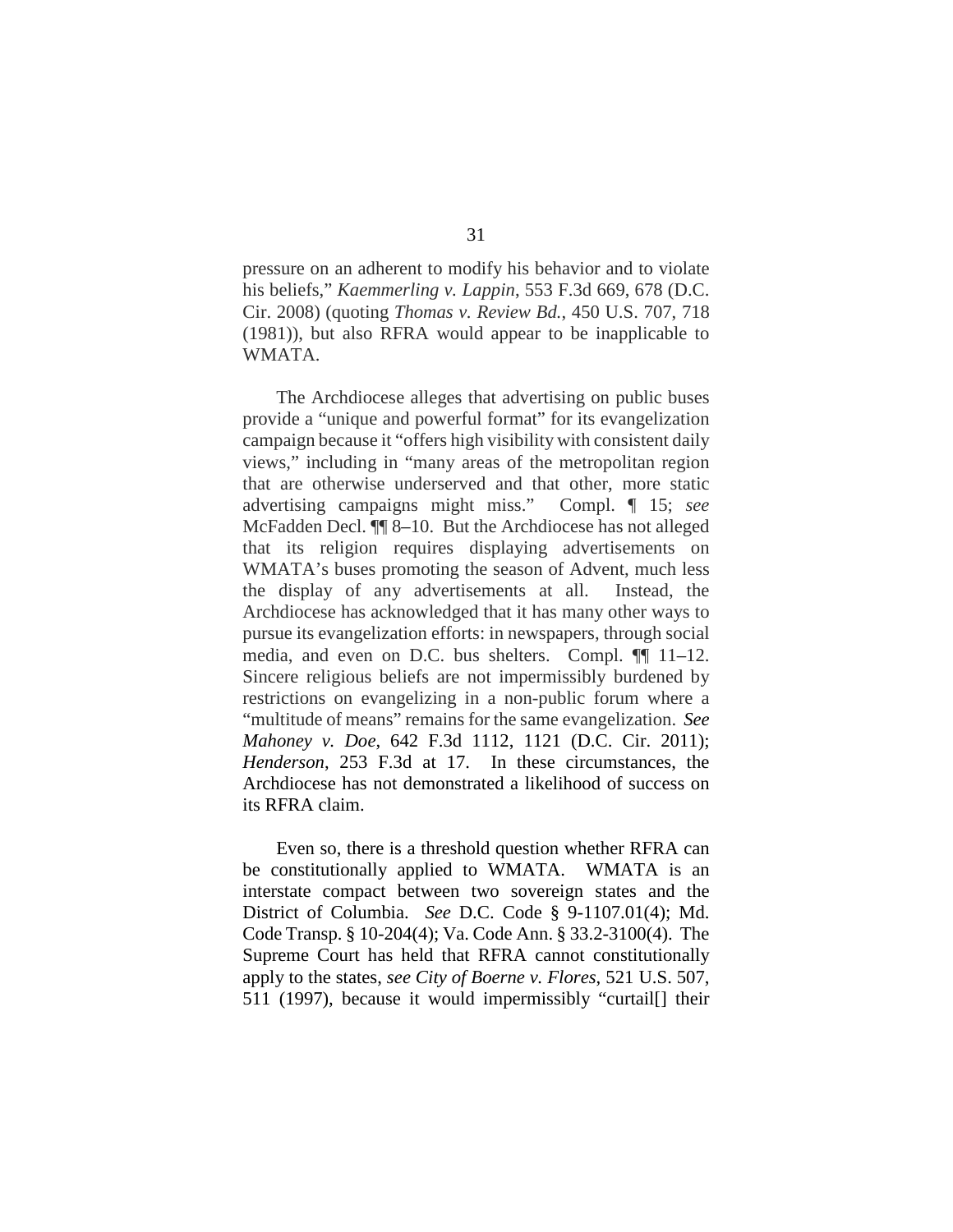pressure on an adherent to modify his behavior and to violate his beliefs," *Kaemmerling v. Lappin*, 553 F.3d 669, 678 (D.C. Cir. 2008) (quoting *Thomas v. Review Bd.*, 450 U.S. 707, 718 (1981)), but also RFRA would appear to be inapplicable to WMATA.

The Archdiocese alleges that advertising on public buses provide a "unique and powerful format" for its evangelization campaign because it "offers high visibility with consistent daily views," including in "many areas of the metropolitan region that are otherwise underserved and that other, more static advertising campaigns might miss." Compl. ¶ 15; *see* McFadden Decl. ¶¶ 8–10. But the Archdiocese has not alleged that its religion requires displaying advertisements on WMATA's buses promoting the season of Advent, much less the display of any advertisements at all. Instead, the Archdiocese has acknowledged that it has many other ways to pursue its evangelization efforts: in newspapers, through social media, and even on D.C. bus shelters. Compl. ¶¶ 11–12. Sincere religious beliefs are not impermissibly burdened by restrictions on evangelizing in a non-public forum where a "multitude of means" remains for the same evangelization. *See Mahoney v. Doe*, 642 F.3d 1112, 1121 (D.C. Cir. 2011); *Henderson*, 253 F.3d at 17. In these circumstances, the Archdiocese has not demonstrated a likelihood of success on its RFRA claim.

Even so, there is a threshold question whether RFRA can be constitutionally applied to WMATA. WMATA is an interstate compact between two sovereign states and the District of Columbia. *See* D.C. Code § 9-1107.01(4); Md. Code Transp. § 10-204(4); Va. Code Ann. § 33.2-3100(4). The Supreme Court has held that RFRA cannot constitutionally apply to the states, *see City of Boerne v. Flores*, 521 U.S. 507, 511 (1997), because it would impermissibly "curtail[] their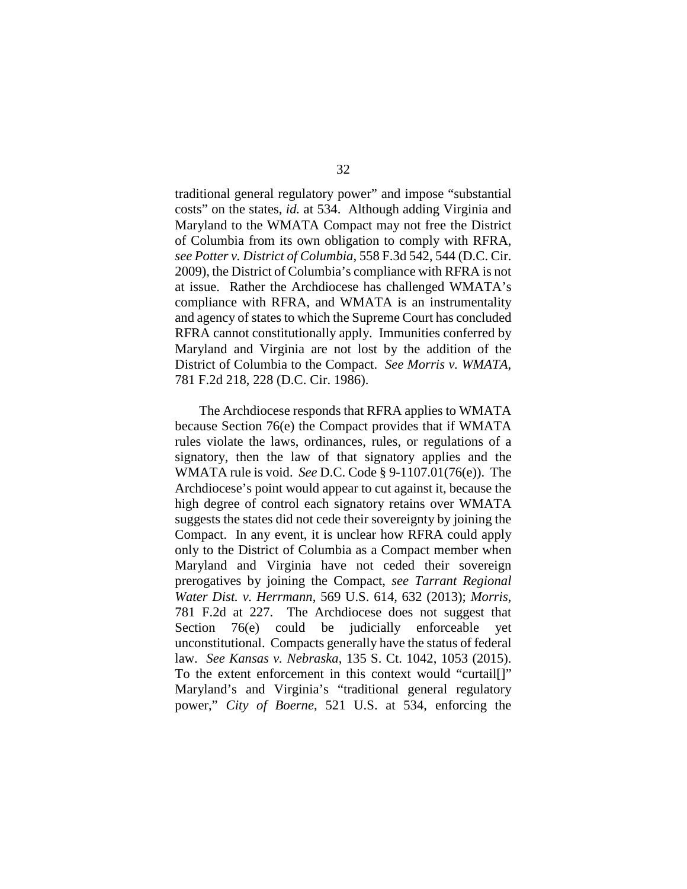traditional general regulatory power" and impose "substantial costs" on the states, *id.* at 534. Although adding Virginia and Maryland to the WMATA Compact may not free the District of Columbia from its own obligation to comply with RFRA, *see Potter v. District of Columbia*, 558 F.3d 542, 544 (D.C. Cir. 2009), the District of Columbia's compliance with RFRA is not at issue. Rather the Archdiocese has challenged WMATA's compliance with RFRA, and WMATA is an instrumentality and agency of states to which the Supreme Court has concluded RFRA cannot constitutionally apply. Immunities conferred by Maryland and Virginia are not lost by the addition of the District of Columbia to the Compact. *See Morris v. WMATA*, 781 F.2d 218, 228 (D.C. Cir. 1986).

The Archdiocese responds that RFRA applies to WMATA because Section 76(e) the Compact provides that if WMATA rules violate the laws, ordinances, rules, or regulations of a signatory, then the law of that signatory applies and the WMATA rule is void. *See* D.C. Code § 9-1107.01(76(e)). The Archdiocese's point would appear to cut against it, because the high degree of control each signatory retains over WMATA suggests the states did not cede their sovereignty by joining the Compact. In any event, it is unclear how RFRA could apply only to the District of Columbia as a Compact member when Maryland and Virginia have not ceded their sovereign prerogatives by joining the Compact, *see Tarrant Regional Water Dist. v. Herrmann*, 569 U.S. 614, 632 (2013); *Morris*, 781 F.2d at 227. The Archdiocese does not suggest that Section 76(e) could be judicially enforceable yet unconstitutional. Compacts generally have the status of federal law. *See Kansas v. Nebraska*, 135 S. Ct. 1042, 1053 (2015). To the extent enforcement in this context would "curtail[]" Maryland's and Virginia's "traditional general regulatory power," *City of Boerne*, 521 U.S. at 534, enforcing the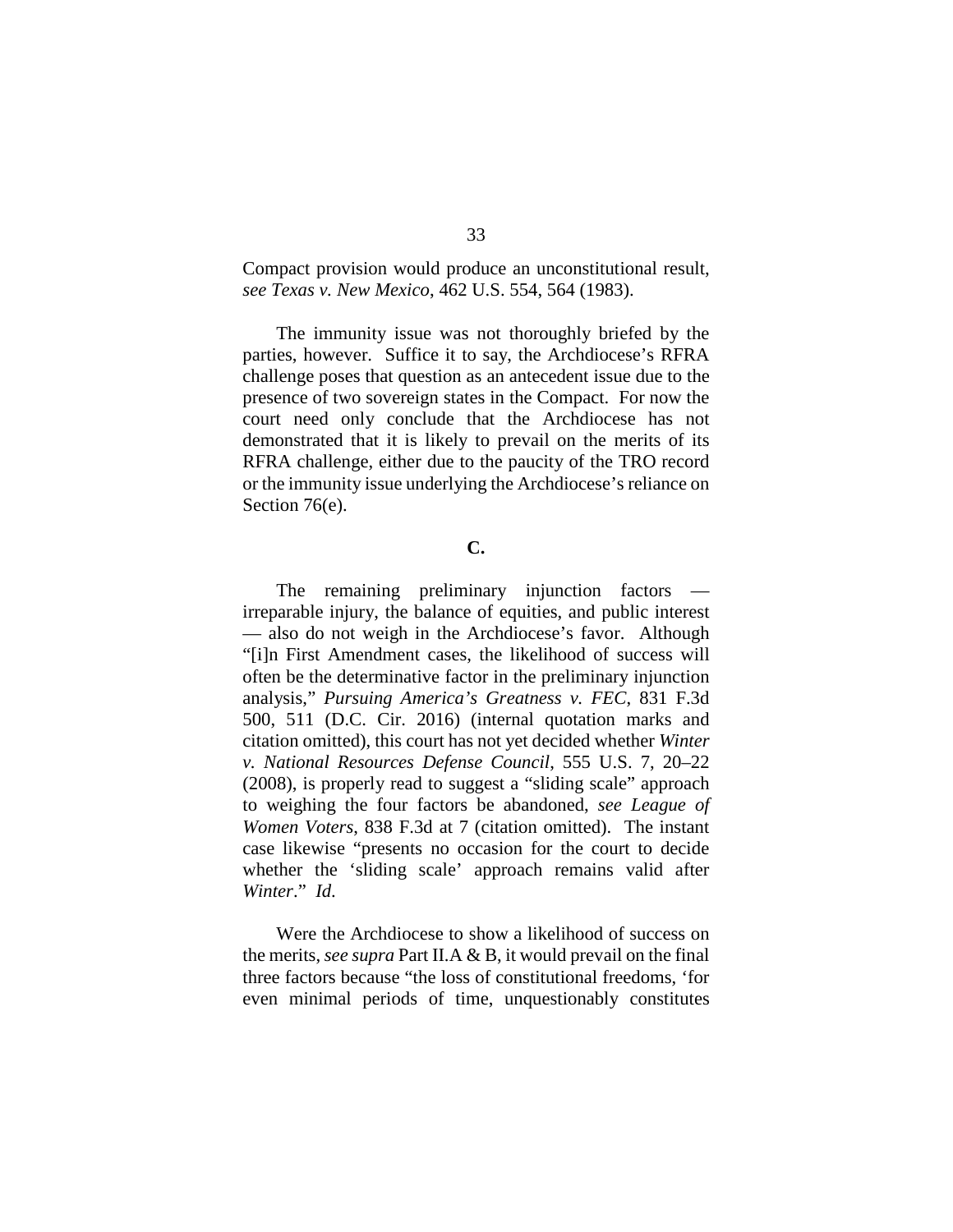Compact provision would produce an unconstitutional result, *see Texas v. New Mexico*, 462 U.S. 554, 564 (1983).

The immunity issue was not thoroughly briefed by the parties, however. Suffice it to say, the Archdiocese's RFRA challenge poses that question as an antecedent issue due to the presence of two sovereign states in the Compact. For now the court need only conclude that the Archdiocese has not demonstrated that it is likely to prevail on the merits of its RFRA challenge, either due to the paucity of the TRO record or the immunity issue underlying the Archdiocese's reliance on Section 76(e).

**C.**

The remaining preliminary injunction factors — irreparable injury, the balance of equities, and public interest — also do not weigh in the Archdiocese's favor. Although "[i]n First Amendment cases, the likelihood of success will often be the determinative factor in the preliminary injunction analysis," *Pursuing America's Greatness v. FEC*, 831 F.3d 500, 511 (D.C. Cir. 2016) (internal quotation marks and citation omitted), this court has not yet decided whether *Winter v. National Resources Defense Council*, 555 U.S. 7, 20–22 (2008), is properly read to suggest a "sliding scale" approach to weighing the four factors be abandoned, *see League of Women Voters*, 838 F.3d at 7 (citation omitted). The instant case likewise "presents no occasion for the court to decide whether the 'sliding scale' approach remains valid after *Winter*." *Id*.

Were the Archdiocese to show a likelihood of success on the merits, *see supra* Part II.A & B, it would prevail on the final three factors because "the loss of constitutional freedoms, 'for even minimal periods of time, unquestionably constitutes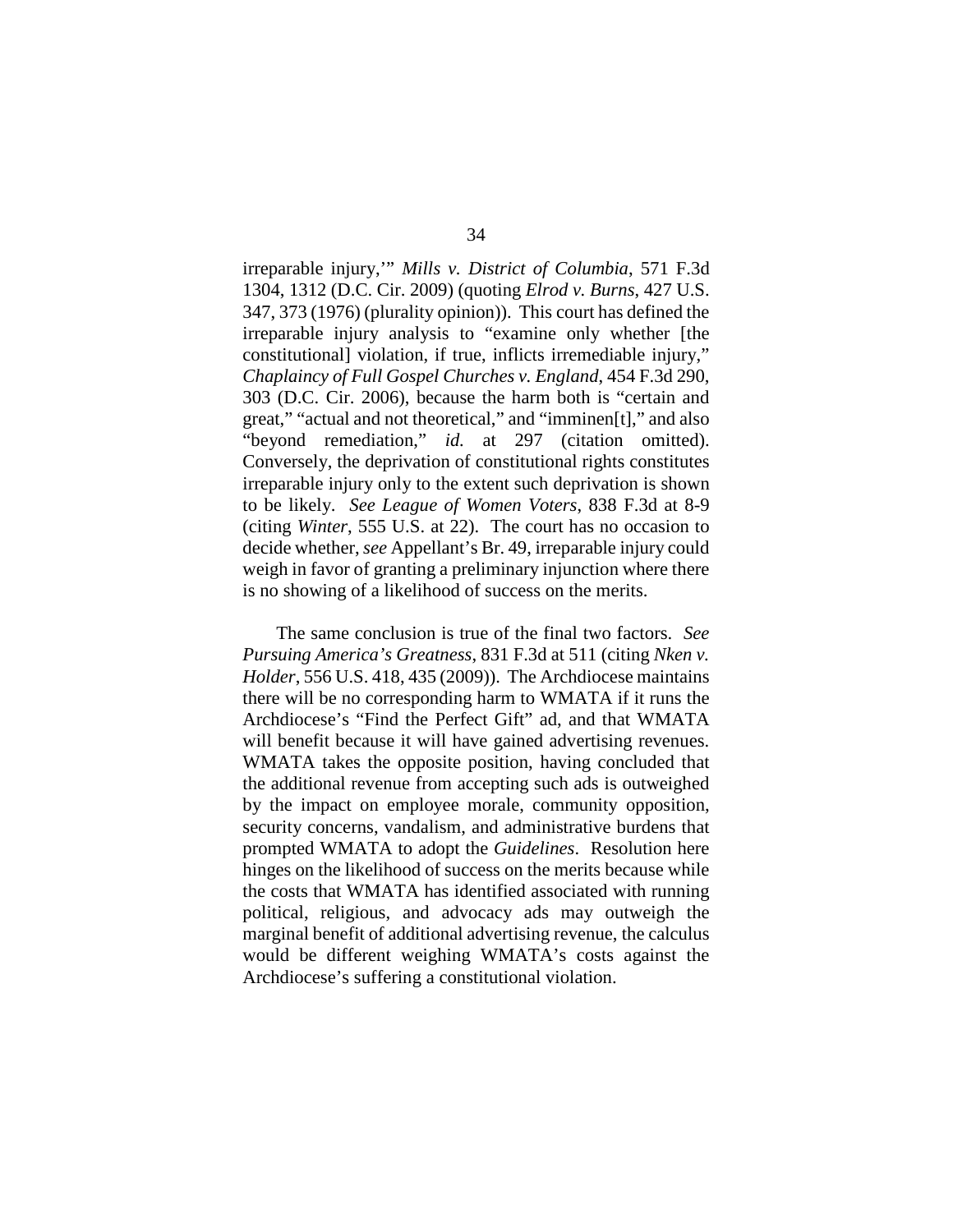irreparable injury,'" *Mills v. District of Columbia*, 571 F.3d 1304, 1312 (D.C. Cir. 2009) (quoting *Elrod v. Burns*, 427 U.S. 347, 373 (1976) (plurality opinion)). This court has defined the irreparable injury analysis to "examine only whether [the constitutional] violation, if true, inflicts irremediable injury," *Chaplaincy of Full Gospel Churches v. England*, 454 F.3d 290, 303 (D.C. Cir. 2006), because the harm both is "certain and great," "actual and not theoretical," and "imminen[t]," and also "beyond remediation," *id.* at 297 (citation omitted). Conversely, the deprivation of constitutional rights constitutes irreparable injury only to the extent such deprivation is shown to be likely. *See League of Women Voters*, 838 F.3d at 8-9 (citing *Winter*, 555 U.S. at 22). The court has no occasion to decide whether, *see* Appellant's Br. 49, irreparable injury could weigh in favor of granting a preliminary injunction where there is no showing of a likelihood of success on the merits.

The same conclusion is true of the final two factors. *See Pursuing America's Greatness*, 831 F.3d at 511 (citing *Nken v. Holder*, 556 U.S. 418, 435 (2009)). The Archdiocese maintains there will be no corresponding harm to WMATA if it runs the Archdiocese's "Find the Perfect Gift" ad, and that WMATA will benefit because it will have gained advertising revenues. WMATA takes the opposite position, having concluded that the additional revenue from accepting such ads is outweighed by the impact on employee morale, community opposition, security concerns, vandalism, and administrative burdens that prompted WMATA to adopt the *Guidelines*. Resolution here hinges on the likelihood of success on the merits because while the costs that WMATA has identified associated with running political, religious, and advocacy ads may outweigh the marginal benefit of additional advertising revenue, the calculus would be different weighing WMATA's costs against the Archdiocese's suffering a constitutional violation.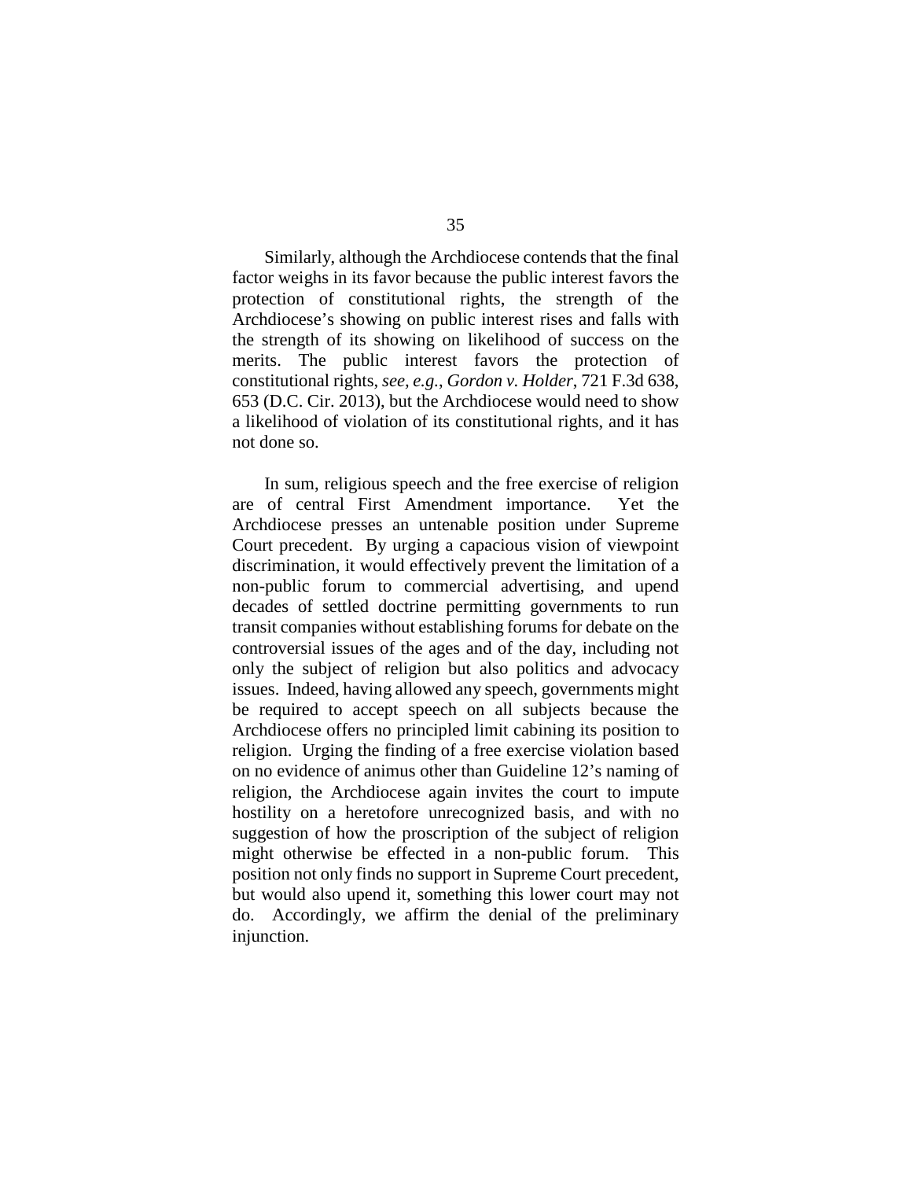Similarly, although the Archdiocese contends that the final factor weighs in its favor because the public interest favors the protection of constitutional rights, the strength of the Archdiocese's showing on public interest rises and falls with the strength of its showing on likelihood of success on the merits. The public interest favors the protection of constitutional rights, *see, e.g.*, *Gordon v. Holder*, 721 F.3d 638, 653 (D.C. Cir. 2013), but the Archdiocese would need to show a likelihood of violation of its constitutional rights, and it has not done so.

In sum, religious speech and the free exercise of religion are of central First Amendment importance. Yet the Archdiocese presses an untenable position under Supreme Court precedent. By urging a capacious vision of viewpoint discrimination, it would effectively prevent the limitation of a non-public forum to commercial advertising, and upend decades of settled doctrine permitting governments to run transit companies without establishing forums for debate on the controversial issues of the ages and of the day, including not only the subject of religion but also politics and advocacy issues. Indeed, having allowed any speech, governments might be required to accept speech on all subjects because the Archdiocese offers no principled limit cabining its position to religion. Urging the finding of a free exercise violation based on no evidence of animus other than Guideline 12's naming of religion, the Archdiocese again invites the court to impute hostility on a heretofore unrecognized basis, and with no suggestion of how the proscription of the subject of religion might otherwise be effected in a non-public forum. This position not only finds no support in Supreme Court precedent, but would also upend it, something this lower court may not do. Accordingly, we affirm the denial of the preliminary injunction.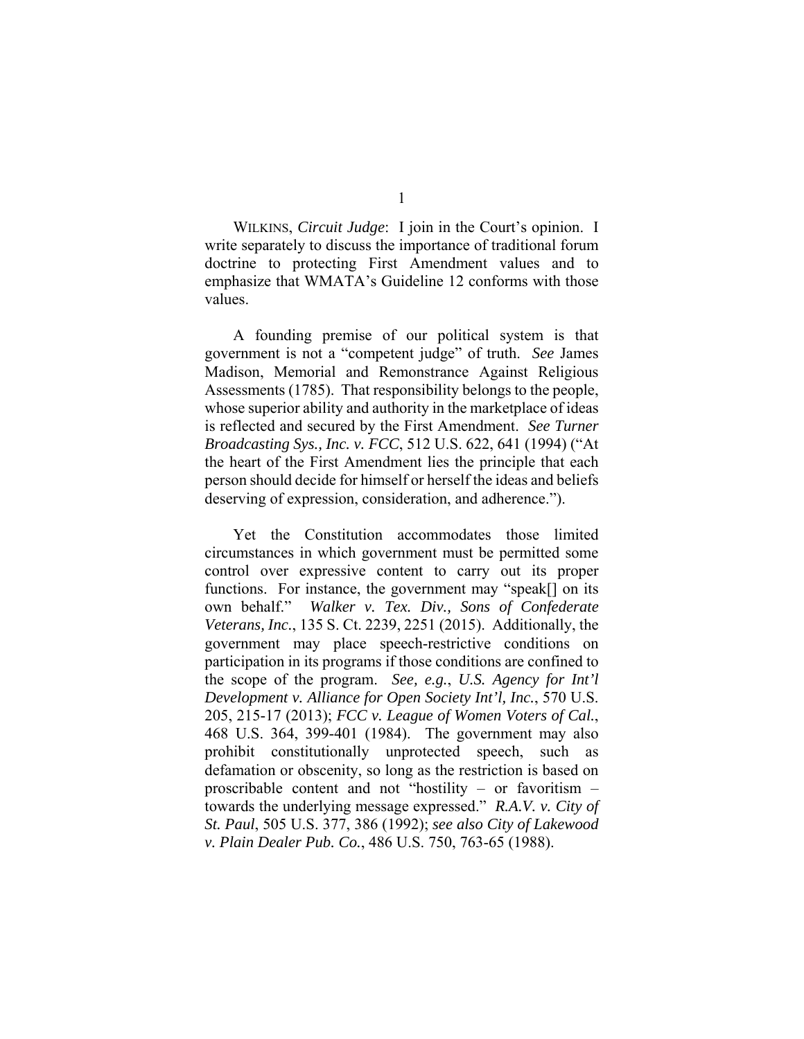WILKINS, *Circuit Judge*: I join in the Court's opinion. I write separately to discuss the importance of traditional forum doctrine to protecting First Amendment values and to emphasize that WMATA's Guideline 12 conforms with those values.

A founding premise of our political system is that government is not a "competent judge" of truth. *See* James Madison, Memorial and Remonstrance Against Religious Assessments (1785). That responsibility belongs to the people, whose superior ability and authority in the marketplace of ideas is reflected and secured by the First Amendment. *See Turner Broadcasting Sys., Inc. v. FCC*, 512 U.S. 622, 641 (1994) ("At the heart of the First Amendment lies the principle that each person should decide for himself or herself the ideas and beliefs deserving of expression, consideration, and adherence.").

Yet the Constitution accommodates those limited circumstances in which government must be permitted some control over expressive content to carry out its proper functions. For instance, the government may "speak[] on its own behalf." *Walker v. Tex. Div., Sons of Confederate Veterans, Inc.*, 135 S. Ct. 2239, 2251 (2015). Additionally, the government may place speech-restrictive conditions on participation in its programs if those conditions are confined to the scope of the program. *See, e.g.*, *U.S. Agency for Int'l Development v. Alliance for Open Society Int'l, Inc.*, 570 U.S. 205, 215-17 (2013); *FCC v. League of Women Voters of Cal.*, 468 U.S. 364, 399-401 (1984). The government may also prohibit constitutionally unprotected speech, such as defamation or obscenity, so long as the restriction is based on proscribable content and not "hostility – or favoritism – towards the underlying message expressed." *R.A.V. v. City of St. Paul*, 505 U.S. 377, 386 (1992); *see also City of Lakewood v. Plain Dealer Pub. Co.*, 486 U.S. 750, 763-65 (1988).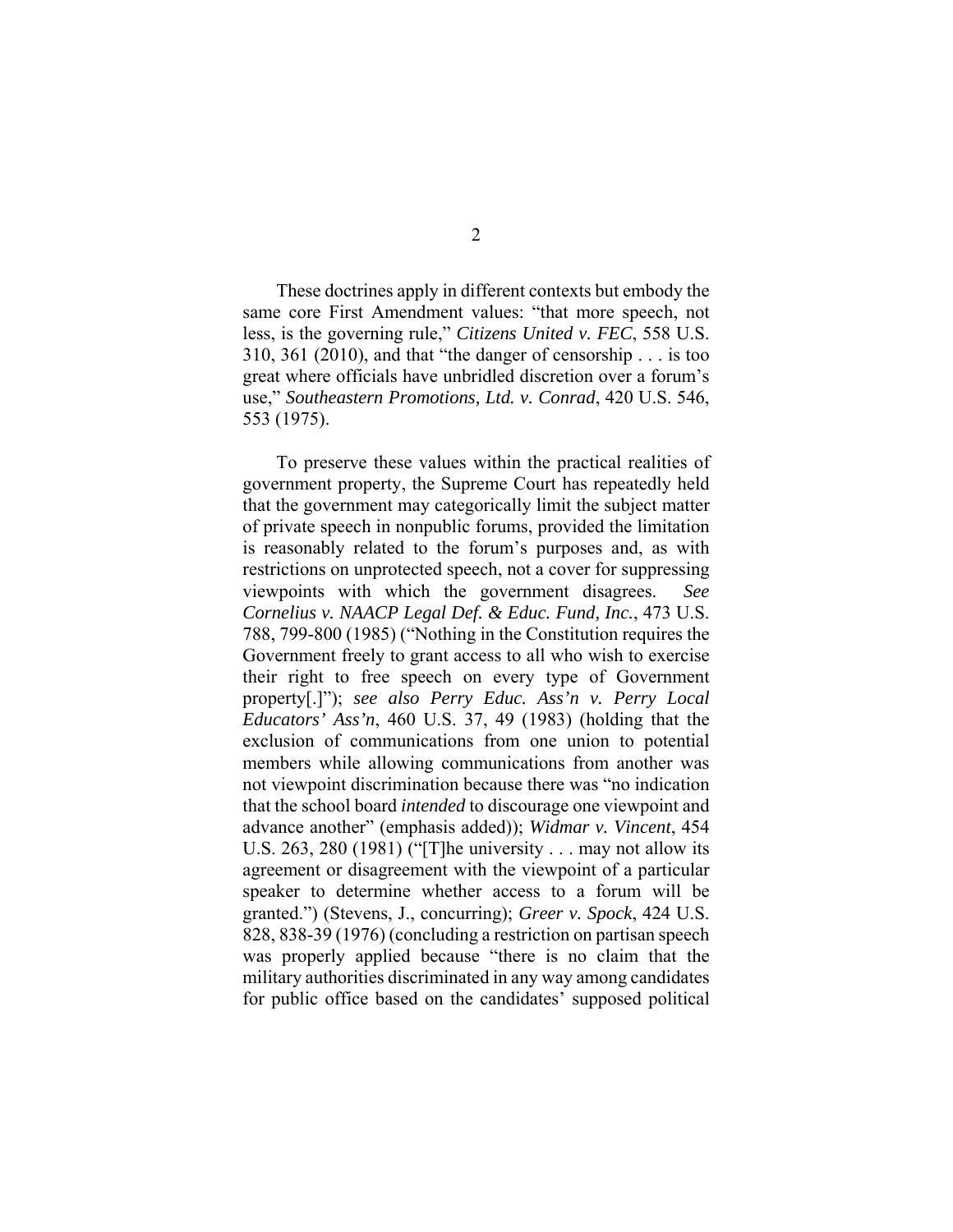These doctrines apply in different contexts but embody the same core First Amendment values: "that more speech, not less, is the governing rule," *Citizens United v. FEC*, 558 U.S. 310, 361 (2010), and that "the danger of censorship . . . is too great where officials have unbridled discretion over a forum's use," *Southeastern Promotions, Ltd. v. Conrad*, 420 U.S. 546, 553 (1975).

To preserve these values within the practical realities of government property, the Supreme Court has repeatedly held that the government may categorically limit the subject matter of private speech in nonpublic forums, provided the limitation is reasonably related to the forum's purposes and, as with restrictions on unprotected speech, not a cover for suppressing viewpoints with which the government disagrees. *See Cornelius v. NAACP Legal Def. & Educ. Fund, Inc.*, 473 U.S. 788, 799-800 (1985) ("Nothing in the Constitution requires the Government freely to grant access to all who wish to exercise their right to free speech on every type of Government property[.]"); *see also Perry Educ. Ass'n v. Perry Local Educators' Ass'n*, 460 U.S. 37, 49 (1983) (holding that the exclusion of communications from one union to potential members while allowing communications from another was not viewpoint discrimination because there was "no indication that the school board *intended* to discourage one viewpoint and advance another" (emphasis added)); *Widmar v. Vincent*, 454 U.S. 263, 280 (1981) ("[T]he university . . . may not allow its agreement or disagreement with the viewpoint of a particular speaker to determine whether access to a forum will be granted.") (Stevens, J., concurring); *Greer v. Spock*, 424 U.S. 828, 838-39 (1976) (concluding a restriction on partisan speech was properly applied because "there is no claim that the military authorities discriminated in any way among candidates for public office based on the candidates' supposed political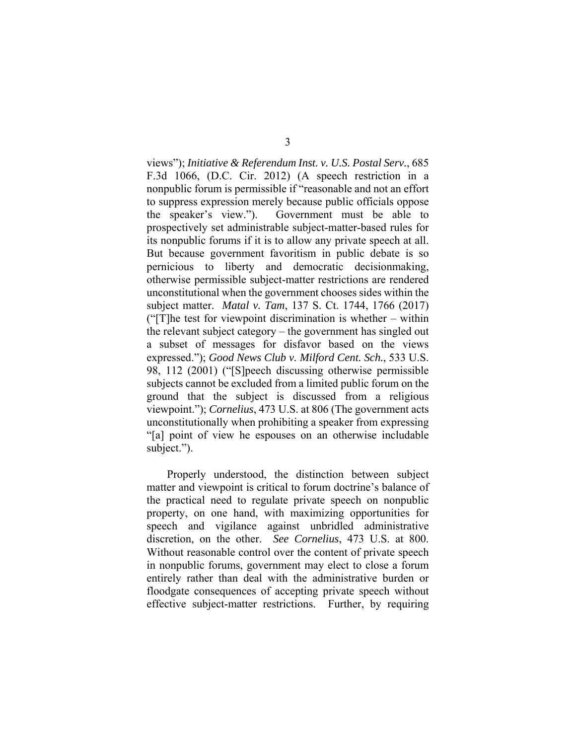views"); *Initiative & Referendum Inst. v. U.S. Postal Serv.*, 685 F.3d 1066, (D.C. Cir. 2012) (A speech restriction in a nonpublic forum is permissible if "reasonable and not an effort to suppress expression merely because public officials oppose the speaker's view."). Government must be able to prospectively set administrable subject-matter-based rules for its nonpublic forums if it is to allow any private speech at all. But because government favoritism in public debate is so pernicious to liberty and democratic decisionmaking, otherwise permissible subject-matter restrictions are rendered unconstitutional when the government chooses sides within the subject matter. *Matal v. Tam*, 137 S. Ct. 1744, 1766 (2017) ("[T]he test for viewpoint discrimination is whether – within the relevant subject category – the government has singled out a subset of messages for disfavor based on the views expressed."); *Good News Club v. Milford Cent. Sch.*, 533 U.S. 98, 112 (2001) ("[S]peech discussing otherwise permissible subjects cannot be excluded from a limited public forum on the ground that the subject is discussed from a religious viewpoint."); *Cornelius*, 473 U.S. at 806 (The government acts unconstitutionally when prohibiting a speaker from expressing "[a] point of view he espouses on an otherwise includable subject.").

Properly understood, the distinction between subject matter and viewpoint is critical to forum doctrine's balance of the practical need to regulate private speech on nonpublic property, on one hand, with maximizing opportunities for speech and vigilance against unbridled administrative discretion, on the other. *See Cornelius*, 473 U.S. at 800. Without reasonable control over the content of private speech in nonpublic forums, government may elect to close a forum entirely rather than deal with the administrative burden or floodgate consequences of accepting private speech without effective subject-matter restrictions. Further, by requiring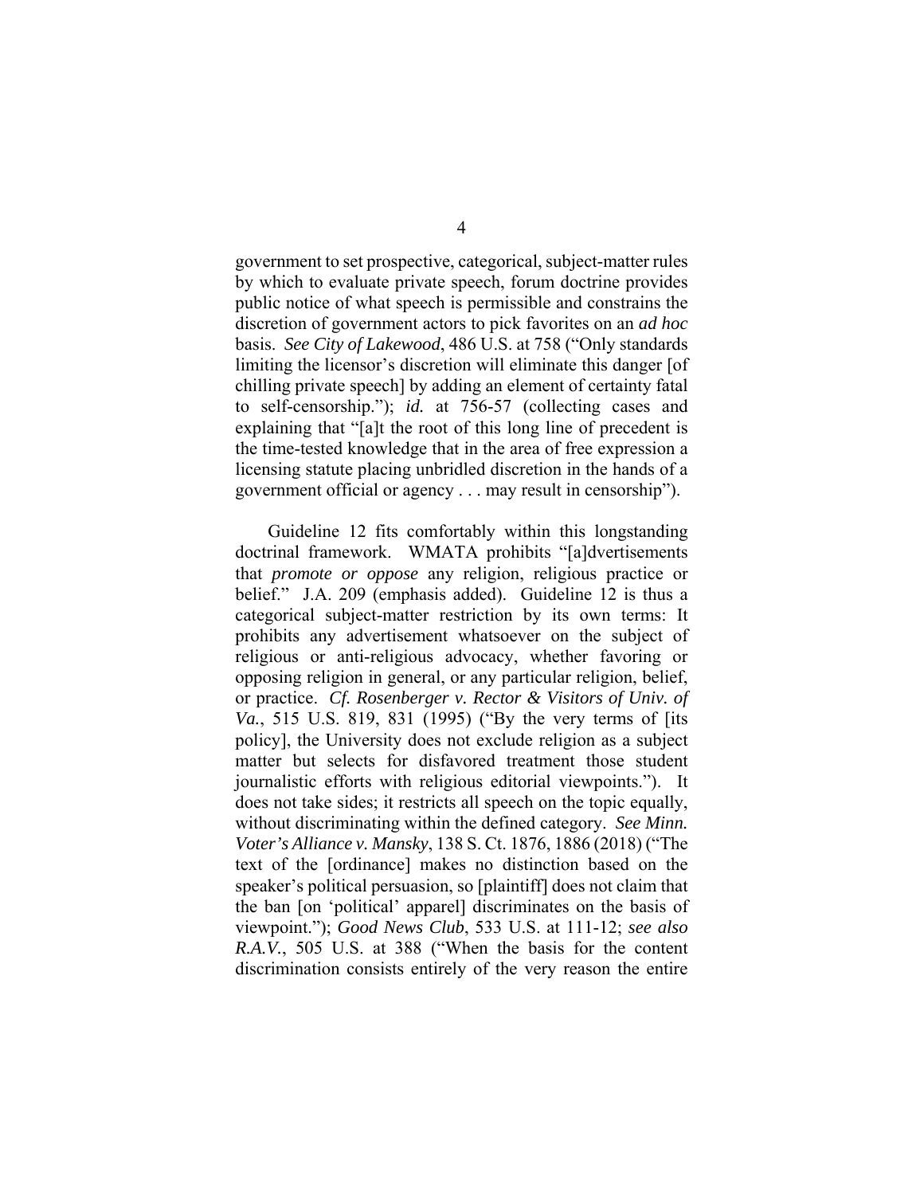government to set prospective, categorical, subject-matter rules by which to evaluate private speech, forum doctrine provides public notice of what speech is permissible and constrains the discretion of government actors to pick favorites on an *ad hoc* basis. *See City of Lakewood*, 486 U.S. at 758 ("Only standards limiting the licensor's discretion will eliminate this danger [of chilling private speech] by adding an element of certainty fatal to self-censorship."); *id.* at 756-57 (collecting cases and explaining that "[a]t the root of this long line of precedent is the time-tested knowledge that in the area of free expression a licensing statute placing unbridled discretion in the hands of a government official or agency . . . may result in censorship").

Guideline 12 fits comfortably within this longstanding doctrinal framework. WMATA prohibits "[a]dvertisements that *promote or oppose* any religion, religious practice or belief." J.A. 209 (emphasis added). Guideline 12 is thus a categorical subject-matter restriction by its own terms: It prohibits any advertisement whatsoever on the subject of religious or anti-religious advocacy, whether favoring or opposing religion in general, or any particular religion, belief, or practice. *Cf. Rosenberger v. Rector & Visitors of Univ. of Va.*, 515 U.S. 819, 831 (1995) ("By the very terms of [its policy], the University does not exclude religion as a subject matter but selects for disfavored treatment those student journalistic efforts with religious editorial viewpoints."). It does not take sides; it restricts all speech on the topic equally, without discriminating within the defined category. *See Minn. Voter's Alliance v. Mansky*, 138 S. Ct. 1876, 1886 (2018) ("The text of the [ordinance] makes no distinction based on the speaker's political persuasion, so [plaintiff] does not claim that the ban [on 'political' apparel] discriminates on the basis of viewpoint."); *Good News Club*, 533 U.S. at 111-12; *see also R.A.V.*, 505 U.S. at 388 ("When the basis for the content discrimination consists entirely of the very reason the entire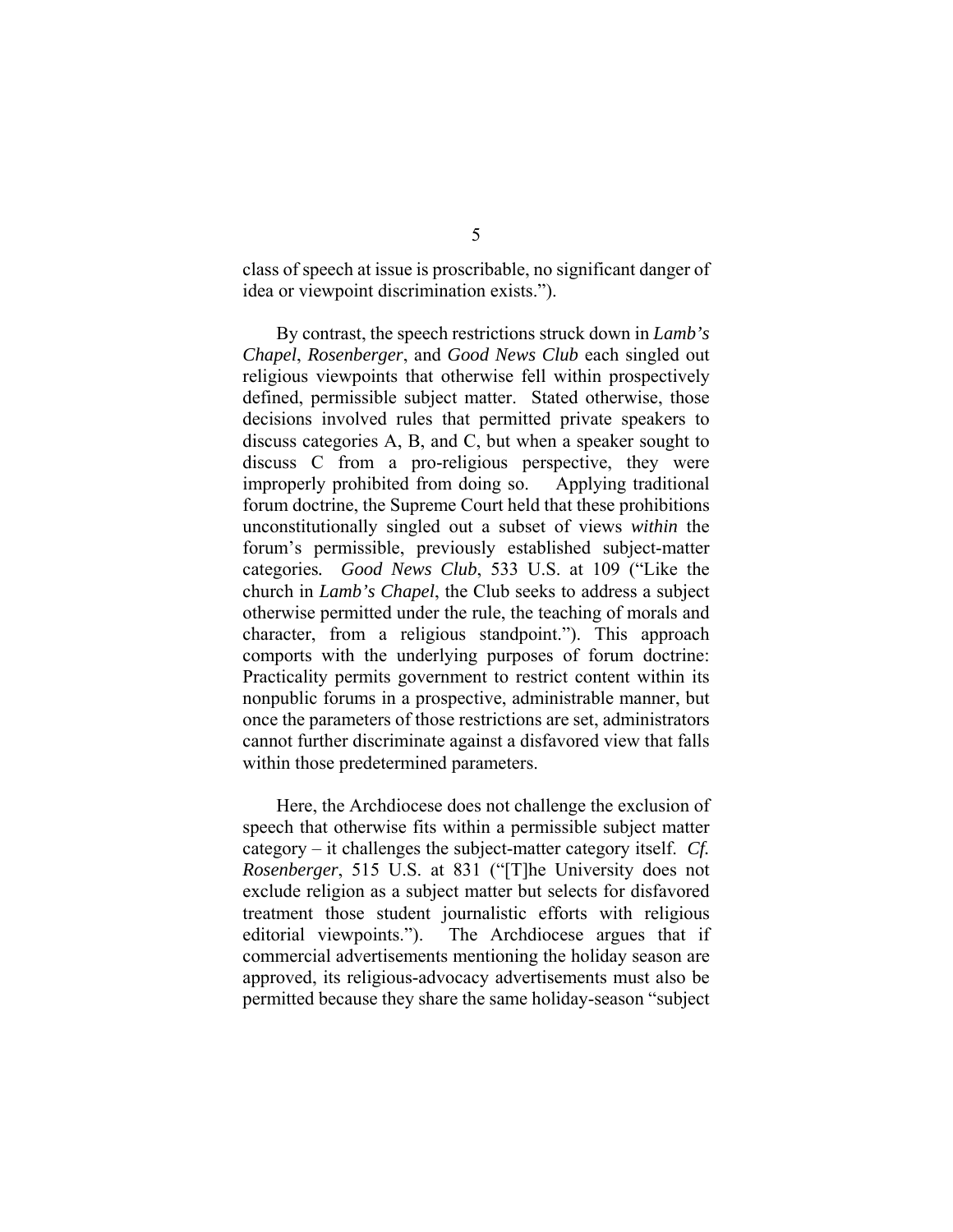class of speech at issue is proscribable, no significant danger of idea or viewpoint discrimination exists.").

By contrast, the speech restrictions struck down in *Lamb's Chapel*, *Rosenberger*, and *Good News Club* each singled out religious viewpoints that otherwise fell within prospectively defined, permissible subject matter. Stated otherwise, those decisions involved rules that permitted private speakers to discuss categories A, B, and C, but when a speaker sought to discuss C from a pro-religious perspective, they were improperly prohibited from doing so. Applying traditional forum doctrine, the Supreme Court held that these prohibitions unconstitutionally singled out a subset of views *within* the forum's permissible, previously established subject-matter categories. *Good News Club*, 533 U.S. at 109 ("Like the church in *Lamb's Chapel*, the Club seeks to address a subject otherwise permitted under the rule, the teaching of morals and character, from a religious standpoint."). This approach comports with the underlying purposes of forum doctrine: Practicality permits government to restrict content within its nonpublic forums in a prospective, administrable manner, but once the parameters of those restrictions are set, administrators cannot further discriminate against a disfavored view that falls within those predetermined parameters.

Here, the Archdiocese does not challenge the exclusion of speech that otherwise fits within a permissible subject matter category – it challenges the subject-matter category itself. *Cf. Rosenberger*, 515 U.S. at 831 ("[T]he University does not exclude religion as a subject matter but selects for disfavored treatment those student journalistic efforts with religious editorial viewpoints."). The Archdiocese argues that if commercial advertisements mentioning the holiday season are approved, its religious-advocacy advertisements must also be permitted because they share the same holiday-season "subject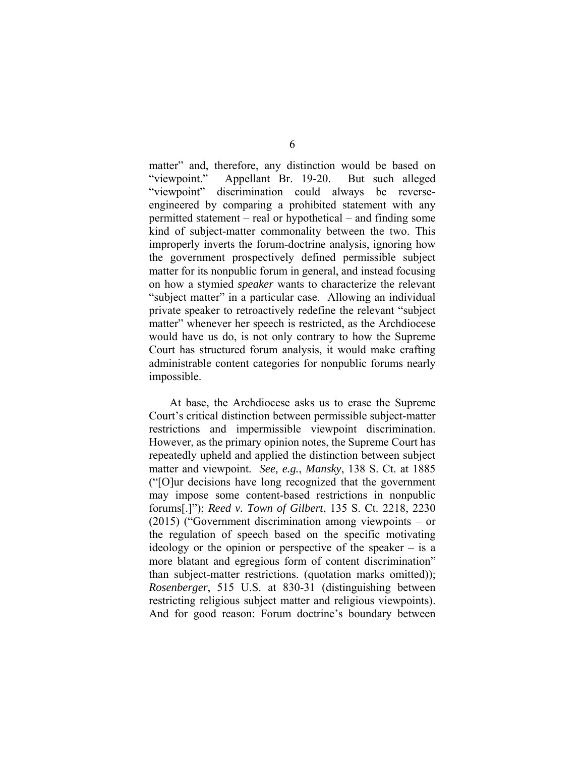matter" and, therefore, any distinction would be based on "viewpoint." Appellant Br. 19-20. But such alleged "viewpoint" discrimination could always be reverse-engineered by comparing a prohibited statement with any permitted statement – real or hypothetical – and finding some kind of subject-matter commonality between the two. This improperly inverts the forum-doctrine analysis, ignoring how the government prospectively defined permissible subject matter for its nonpublic forum in general, and instead focusing on how a stymied *speaker* wants to characterize the relevant "subject matter" in a particular case. Allowing an individual private speaker to retroactively redefine the relevant "subject matter" whenever her speech is restricted, as the Archdiocese would have us do, is not only contrary to how the Supreme Court has structured forum analysis, it would make crafting administrable content categories for nonpublic forums nearly impossible.

At base, the Archdiocese asks us to erase the Supreme Court's critical distinction between permissible subject-matter restrictions and impermissible viewpoint discrimination. However, as the primary opinion notes, the Supreme Court has repeatedly upheld and applied the distinction between subject matter and viewpoint. *See, e.g.*, *Mansky*, 138 S. Ct. at 1885 ("[O]ur decisions have long recognized that the government may impose some content-based restrictions in nonpublic forums[.]"); *Reed v. Town of Gilbert*, 135 S. Ct. 2218, 2230 (2015) ("Government discrimination among viewpoints – or the regulation of speech based on the specific motivating ideology or the opinion or perspective of the speaker – is a more blatant and egregious form of content discrimination" than subject-matter restrictions. (quotation marks omitted)); *Rosenberger*, 515 U.S. at 830-31 (distinguishing between restricting religious subject matter and religious viewpoints). And for good reason: Forum doctrine's boundary between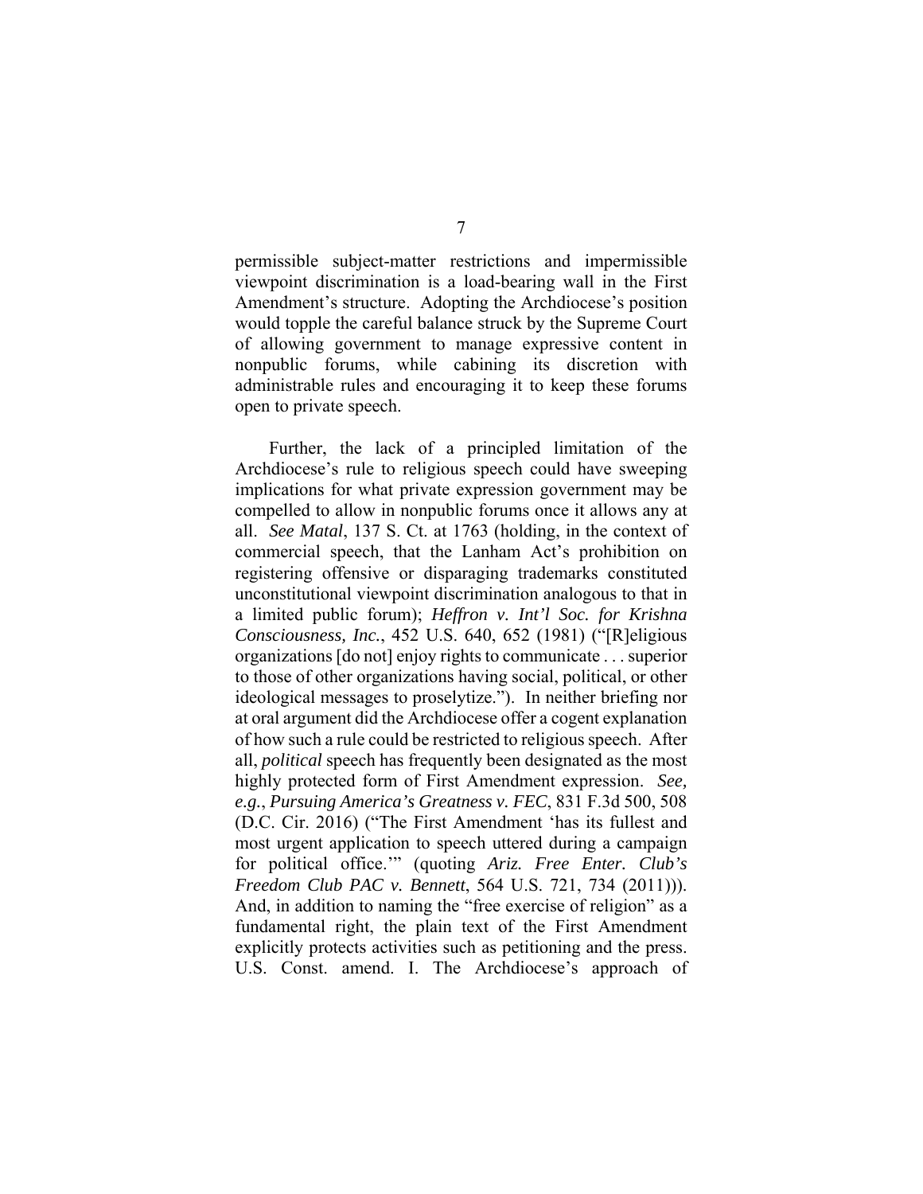permissible subject-matter restrictions and impermissible viewpoint discrimination is a load-bearing wall in the First Amendment's structure. Adopting the Archdiocese's position would topple the careful balance struck by the Supreme Court of allowing government to manage expressive content in nonpublic forums, while cabining its discretion with administrable rules and encouraging it to keep these forums open to private speech.

Further, the lack of a principled limitation of the Archdiocese's rule to religious speech could have sweeping implications for what private expression government may be compelled to allow in nonpublic forums once it allows any at all. *See Matal*, 137 S. Ct. at 1763 (holding, in the context of commercial speech, that the Lanham Act's prohibition on registering offensive or disparaging trademarks constituted unconstitutional viewpoint discrimination analogous to that in a limited public forum); *Heffron v. Int'l Soc. for Krishna Consciousness, Inc.*, 452 U.S. 640, 652 (1981) ("[R]eligious organizations [do not] enjoy rights to communicate . . . superior to those of other organizations having social, political, or other ideological messages to proselytize."). In neither briefing nor at oral argument did the Archdiocese offer a cogent explanation of how such a rule could be restricted to religious speech. After all, *political* speech has frequently been designated as the most highly protected form of First Amendment expression. *See, e.g.*, *Pursuing America's Greatness v. FEC*, 831 F.3d 500, 508 (D.C. Cir. 2016) ("The First Amendment 'has its fullest and most urgent application to speech uttered during a campaign for political office.'" (quoting *Ariz. Free Enter. Club's Freedom Club PAC v. Bennett*, 564 U.S. 721, 734 (2011))). And, in addition to naming the "free exercise of religion" as a fundamental right, the plain text of the First Amendment explicitly protects activities such as petitioning and the press. U.S. Const. amend. I. The Archdiocese's approach of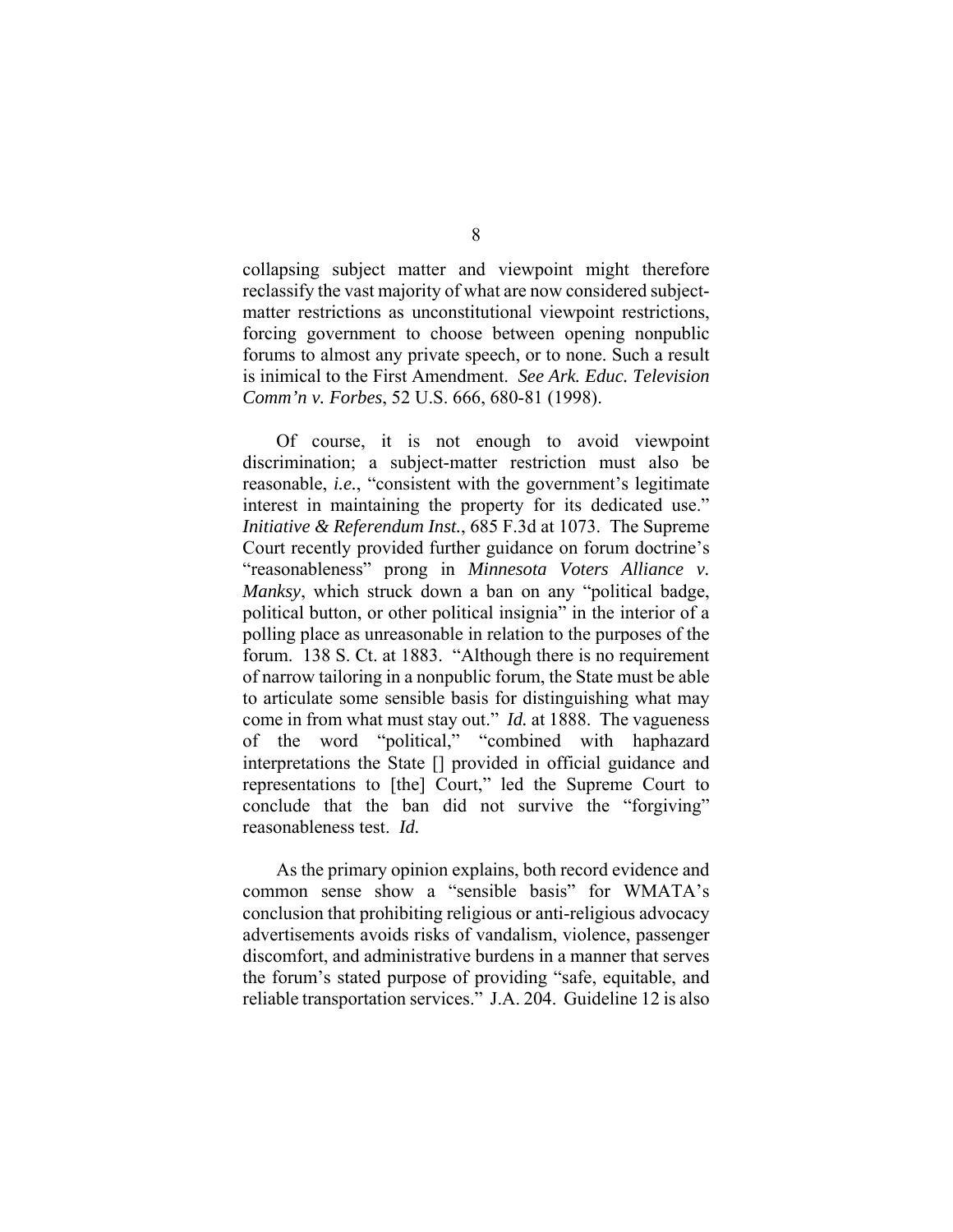collapsing subject matter and viewpoint might therefore reclassify the vast majority of what are now considered subject-matter restrictions as unconstitutional viewpoint restrictions, forcing government to choose between opening nonpublic forums to almost any private speech, or to none. Such a result is inimical to the First Amendment. *See Ark. Educ. Television Comm'n v. Forbes*, 52 U.S. 666, 680-81 (1998).

Of course, it is not enough to avoid viewpoint discrimination; a subject-matter restriction must also be reasonable, *i.e.*, "consistent with the government's legitimate interest in maintaining the property for its dedicated use." *Initiative & Referendum Inst.*, 685 F.3d at 1073. The Supreme Court recently provided further guidance on forum doctrine's "reasonableness" prong in *Minnesota Voters Alliance v. Manksy*, which struck down a ban on any "political badge, political button, or other political insignia" in the interior of a polling place as unreasonable in relation to the purposes of the forum. 138 S. Ct. at 1883. "Although there is no requirement of narrow tailoring in a nonpublic forum, the State must be able to articulate some sensible basis for distinguishing what may come in from what must stay out." *Id.* at 1888. The vagueness of the word "political," "combined with haphazard interpretations the State [] provided in official guidance and representations to [the] Court," led the Supreme Court to conclude that the ban did not survive the "forgiving" reasonableness test. *Id.*

As the primary opinion explains, both record evidence and common sense show a "sensible basis" for WMATA's conclusion that prohibiting religious or anti-religious advocacy advertisements avoids risks of vandalism, violence, passenger discomfort, and administrative burdens in a manner that serves the forum's stated purpose of providing "safe, equitable, and reliable transportation services." J.A. 204. Guideline 12 is also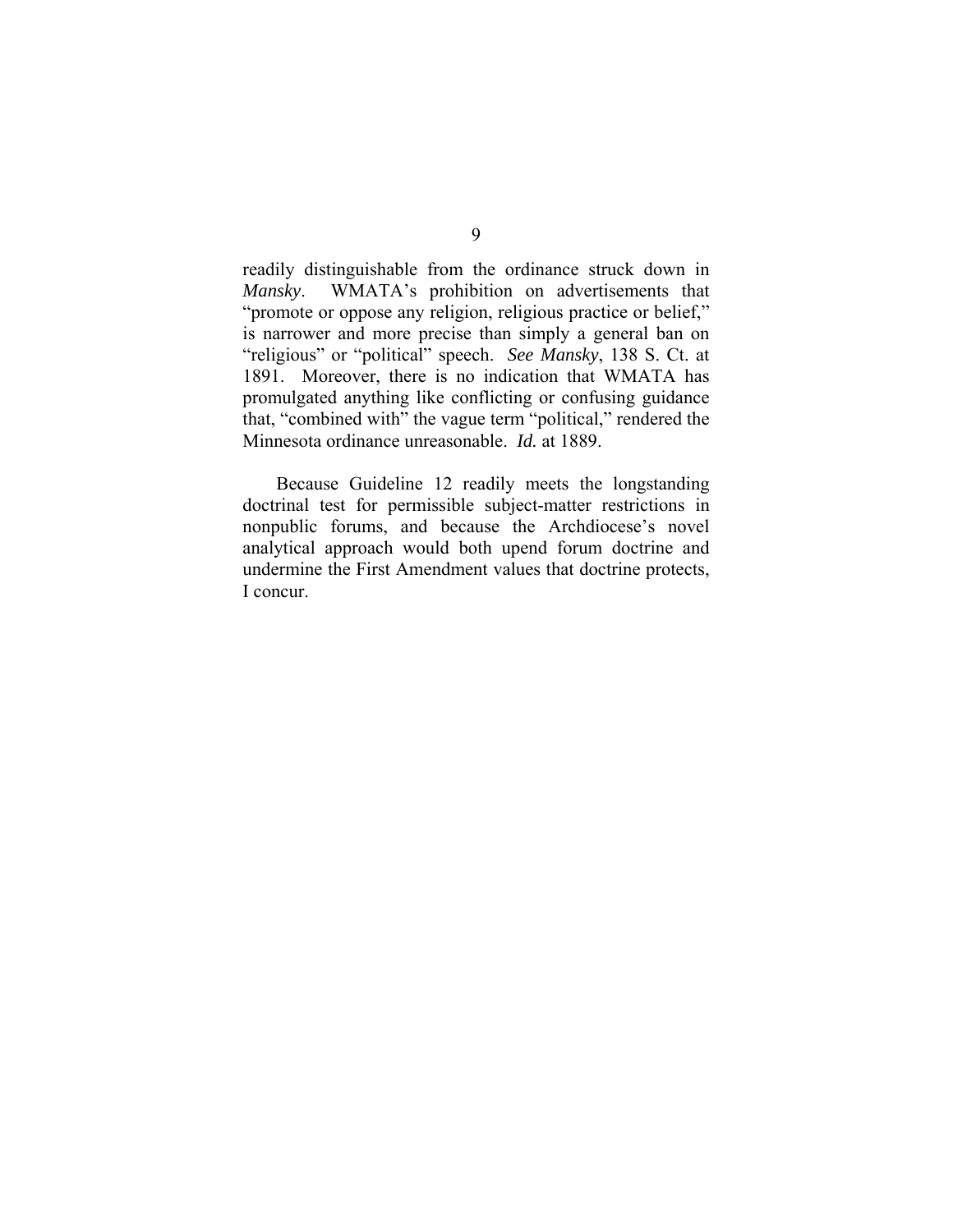readily distinguishable from the ordinance struck down in *Mansky*. WMATA's prohibition on advertisements that "promote or oppose any religion, religious practice or belief," is narrower and more precise than simply a general ban on "religious" or "political" speech. *See Mansky*, 138 S. Ct. at 1891. Moreover, there is no indication that WMATA has promulgated anything like conflicting or confusing guidance that, "combined with" the vague term "political," rendered the Minnesota ordinance unreasonable. *Id.* at 1889.

Because Guideline 12 readily meets the longstanding doctrinal test for permissible subject-matter restrictions in nonpublic forums, and because the Archdiocese's novel analytical approach would both upend forum doctrine and undermine the First Amendment values that doctrine protects, I concur.